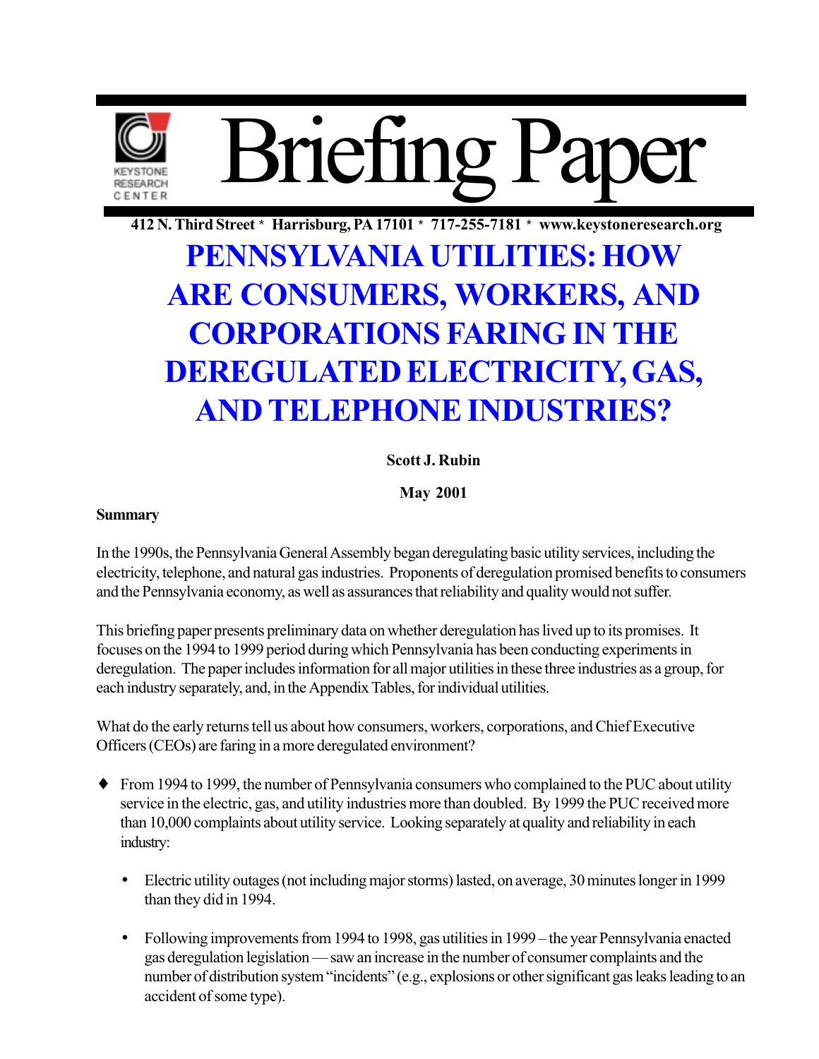# Briefing Paper

**412 N. Third Street * Harrisburg, PA 17101 * 717-255-7181 * www.keystoneresearch.org**

# PENNSYLVANIA UTILITIES: HOW ARE CONSUMERS, WORKERS, AND CORPORATIONS FARING IN THE DEREGULATED ELECTRICITY, GAS, AND TELEPHONE INDUSTRIES?

**Scott J. Rubin**

**May 2001**

**Summary**

In the 1990s, the Pennsylvania General Assembly began deregulating basic utility services, including the electricity, telephone, and natural gas industries. Proponents of deregulation promised benefits to consumers and the Pennsylvania economy, as well as assurances that reliability and quality would not suffer.

This briefing paper presents preliminary data on whether deregulation has lived up to its promises. It focuses on the 1994 to 1999 period during which Pennsylvania has been conducting experiments in deregulation. The paper includes information for all major utilities in these three industries as a group, for each industry separately, and, in the Appendix Tables, for individual utilities.

What do the early returns tell us about how consumers, workers, corporations, and Chief Executive Officers (CEOs) are faring in a more deregulated environment?

- From 1994 to 1999, the number of Pennsylvania consumers who complained to the PUC about utility service in the electric, gas, and utility industries more than doubled. By 1999 the PUC received more than 10,000 complaints about utility service. Looking separately at quality and reliability in each industry:
  - Electric utility outages (not including major storms) lasted, on average, 30 minutes longer in 1999 than they did in 1994.
  - Following improvements from 1994 to 1998, gas utilities in 1999 – the year Pennsylvania enacted gas deregulation legislation — saw an increase in the number of consumer complaints and the number of distribution system "incidents" (e.g., explosions or other significant gas leaks leading to an accident of some type).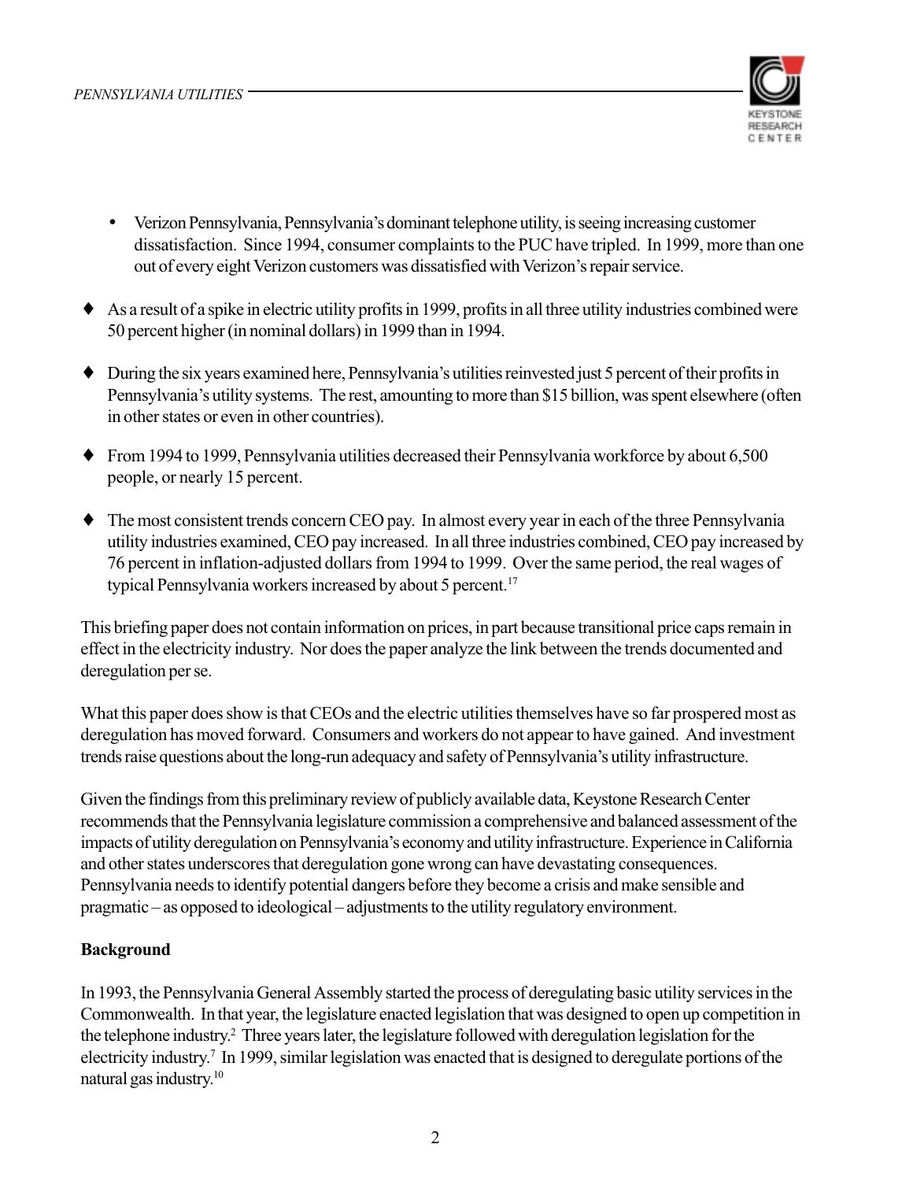- Verizon Pennsylvania, Pennsylvania's dominant telephone utility, is seeing increasing customer dissatisfaction. Since 1994, consumer complaints to the PUC have tripled. In 1999, more than one out of every eight Verizon customers was dissatisfied with Verizon's repair service.

- As a result of a spike in electric utility profits in 1999, profits in all three utility industries combined were 50 percent higher (in nominal dollars) in 1999 than in 1994.

- During the six years examined here, Pennsylvania's utilities reinvested just 5 percent of their profits in Pennsylvania's utility systems. The rest, amounting to more than $15 billion, was spent elsewhere (often in other states or even in other countries).

- From 1994 to 1999, Pennsylvania utilities decreased their Pennsylvania workforce by about 6,500 people, or nearly 15 percent.

- The most consistent trends concern CEO pay. In almost every year in each of the three Pennsylvania utility industries examined, CEO pay increased. In all three industries combined, CEO pay increased by 76 percent in inflation-adjusted dollars from 1994 to 1999. Over the same period, the real wages of typical Pennsylvania workers increased by about 5 percent.[17]

This briefing paper does not contain information on prices, in part because transitional price caps remain in effect in the electricity industry. Nor does the paper analyze the link between the trends documented and deregulation per se.

What this paper does show is that CEOs and the electric utilities themselves have so far prospered most as deregulation has moved forward. Consumers and workers do not appear to have gained. And investment trends raise questions about the long-run adequacy and safety of Pennsylvania's utility infrastructure.

Given the findings from this preliminary review of publicly available data, Keystone Research Center recommends that the Pennsylvania legislature commission a comprehensive and balanced assessment of the impacts of utility deregulation on Pennsylvania's economy and utility infrastructure. Experience in California and other states underscores that deregulation gone wrong can have devastating consequences. Pennsylvania needs to identify potential dangers before they become a crisis and make sensible and pragmatic – as opposed to ideological – adjustments to the utility regulatory environment.

**Background**

In 1993, the Pennsylvania General Assembly started the process of deregulating basic utility services in the Commonwealth. In that year, the legislature enacted legislation that was designed to open up competition in the telephone industry.[2] Three years later, the legislature followed with deregulation legislation for the electricity industry.[7] In 1999, similar legislation was enacted that is designed to deregulate portions of the natural gas industry.[10]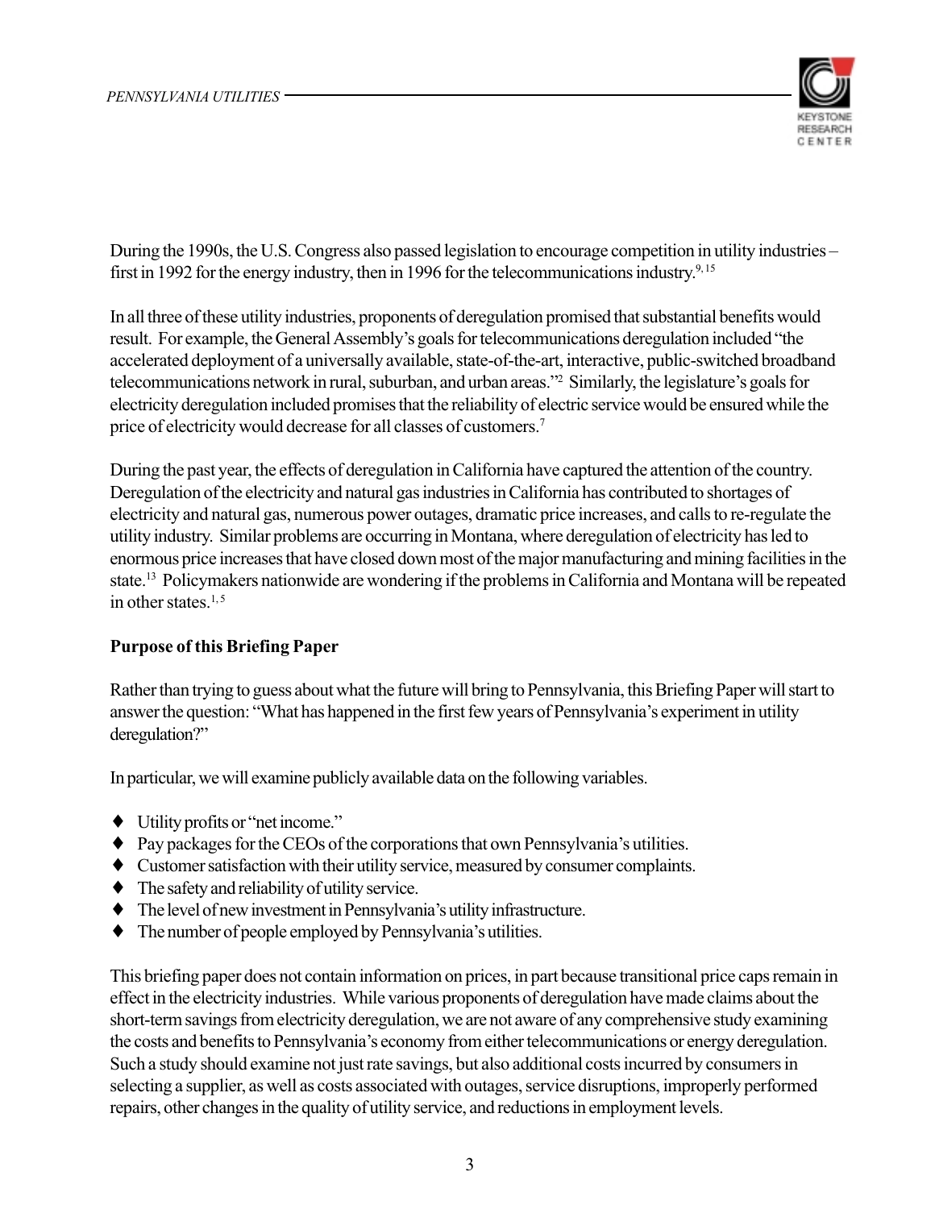During the 1990s, the U.S. Congress also passed legislation to encourage competition in utility industries – first in 1992 for the energy industry, then in 1996 for the telecommunications industry.[9, 15]

In all three of these utility industries, proponents of deregulation promised that substantial benefits would result. For example, the General Assembly's goals for telecommunications deregulation included "the accelerated deployment of a universally available, state-of-the-art, interactive, public-switched broadband telecommunications network in rural, suburban, and urban areas."[2] Similarly, the legislature's goals for electricity deregulation included promises that the reliability of electric service would be ensured while the price of electricity would decrease for all classes of customers.[7]

During the past year, the effects of deregulation in California have captured the attention of the country. Deregulation of the electricity and natural gas industries in California has contributed to shortages of electricity and natural gas, numerous power outages, dramatic price increases, and calls to re-regulate the utility industry. Similar problems are occurring in Montana, where deregulation of electricity has led to enormous price increases that have closed down most of the major manufacturing and mining facilities in the state.[13] Policymakers nationwide are wondering if the problems in California and Montana will be repeated in other states.[1, 5]

**Purpose of this Briefing Paper**

Rather than trying to guess about what the future will bring to Pennsylvania, this Briefing Paper will start to answer the question: "What has happened in the first few years of Pennsylvania's experiment in utility deregulation?"

In particular, we will examine publicly available data on the following variables.

- Utility profits or "net income."
- Pay packages for the CEOs of the corporations that own Pennsylvania's utilities.
- Customer satisfaction with their utility service, measured by consumer complaints.
- The safety and reliability of utility service.
- The level of new investment in Pennsylvania's utility infrastructure.
- The number of people employed by Pennsylvania's utilities.

This briefing paper does not contain information on prices, in part because transitional price caps remain in effect in the electricity industries. While various proponents of deregulation have made claims about the short-term savings from electricity deregulation, we are not aware of any comprehensive study examining the costs and benefits to Pennsylvania's economy from either telecommunications or energy deregulation. Such a study should examine not just rate savings, but also additional costs incurred by consumers in selecting a supplier, as well as costs associated with outages, service disruptions, improperly performed repairs, other changes in the quality of utility service, and reductions in employment levels.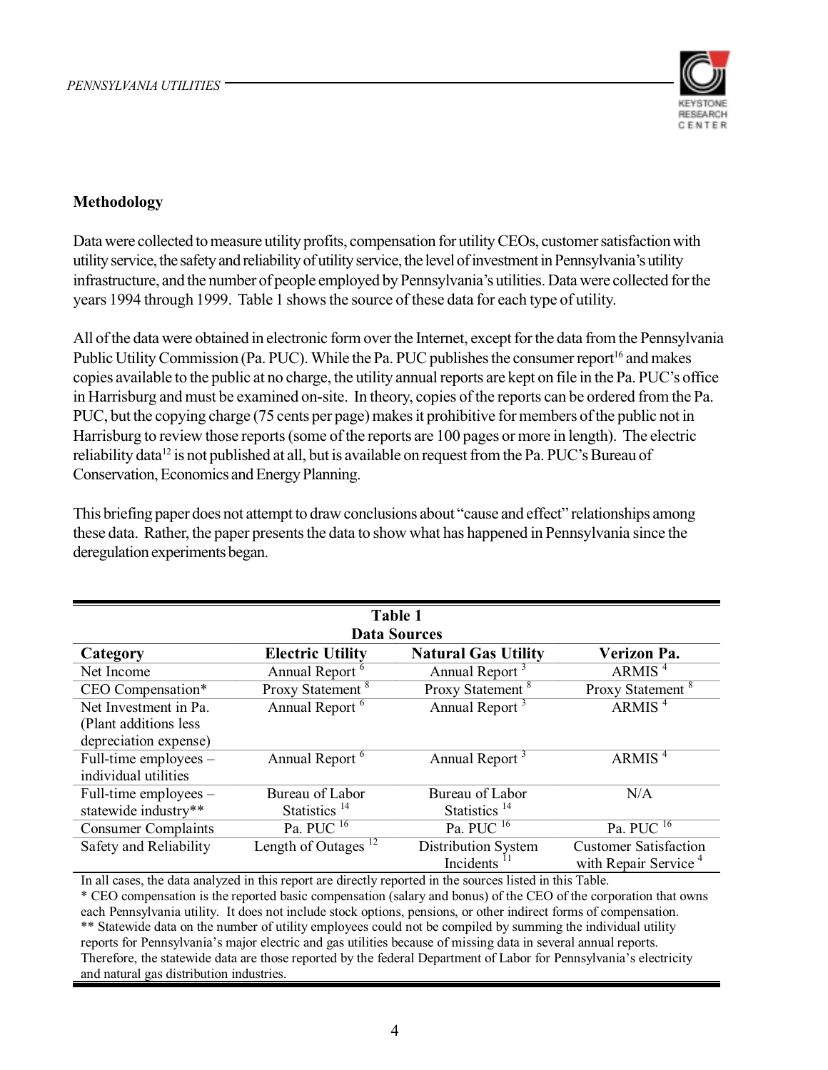## Methodology

Data were collected to measure utility profits, compensation for utility CEOs, customer satisfaction with utility service, the safety and reliability of utility service, the level of investment in Pennsylvania's utility infrastructure, and the number of people employed by Pennsylvania's utilities. Data were collected for the years 1994 through 1999. Table 1 shows the source of these data for each type of utility.

All of the data were obtained in electronic form over the Internet, except for the data from the Pennsylvania Public Utility Commission (Pa. PUC). While the Pa. PUC publishes the consumer report[16] and makes copies available to the public at no charge, the utility annual reports are kept on file in the Pa. PUC's office in Harrisburg and must be examined on-site. In theory, copies of the reports can be ordered from the Pa. PUC, but the copying charge (75 cents per page) makes it prohibitive for members of the public not in Harrisburg to review those reports (some of the reports are 100 pages or more in length). The electric reliability data[12] is not published at all, but is available on request from the Pa. PUC's Bureau of Conservation, Economics and Energy Planning.

This briefing paper does not attempt to draw conclusions about "cause and effect" relationships among these data. Rather, the paper presents the data to show what has happened in Pennsylvania since the deregulation experiments began.

**Table 1**
**Data Sources**

| Category | Electric Utility | Natural Gas Utility | Verizon Pa. |
|---|---|---|---|
| Net Income | Annual Report [6] | Annual Report [3] | ARMIS [4] |
| CEO Compensation* | Proxy Statement [8] | Proxy Statement [8] | Proxy Statement [8] |
| Net Investment in Pa. (Plant additions less depreciation expense) | Annual Report [6] | Annual Report [3] | ARMIS [4] |
| Full-time employees – individual utilities | Annual Report [6] | Annual Report [3] | ARMIS [4] |
| Full-time employees – statewide industry** | Bureau of Labor Statistics [14] | Bureau of Labor Statistics [14] | N/A |
| Consumer Complaints | Pa. PUC [16] | Pa. PUC [16] | Pa. PUC [16] |
| Safety and Reliability | Length of Outages [12] | Distribution System Incidents [11] | Customer Satisfaction with Repair Service [4] |

In all cases, the data analyzed in this report are directly reported in the sources listed in this Table.
* CEO compensation is the reported basic compensation (salary and bonus) of the CEO of the corporation that owns each Pennsylvania utility. It does not include stock options, pensions, or other indirect forms of compensation.
** Statewide data on the number of utility employees could not be compiled by summing the individual utility reports for Pennsylvania's major electric and gas utilities because of missing data in several annual reports. Therefore, the statewide data are those reported by the federal Department of Labor for Pennsylvania's electricity and natural gas distribution industries.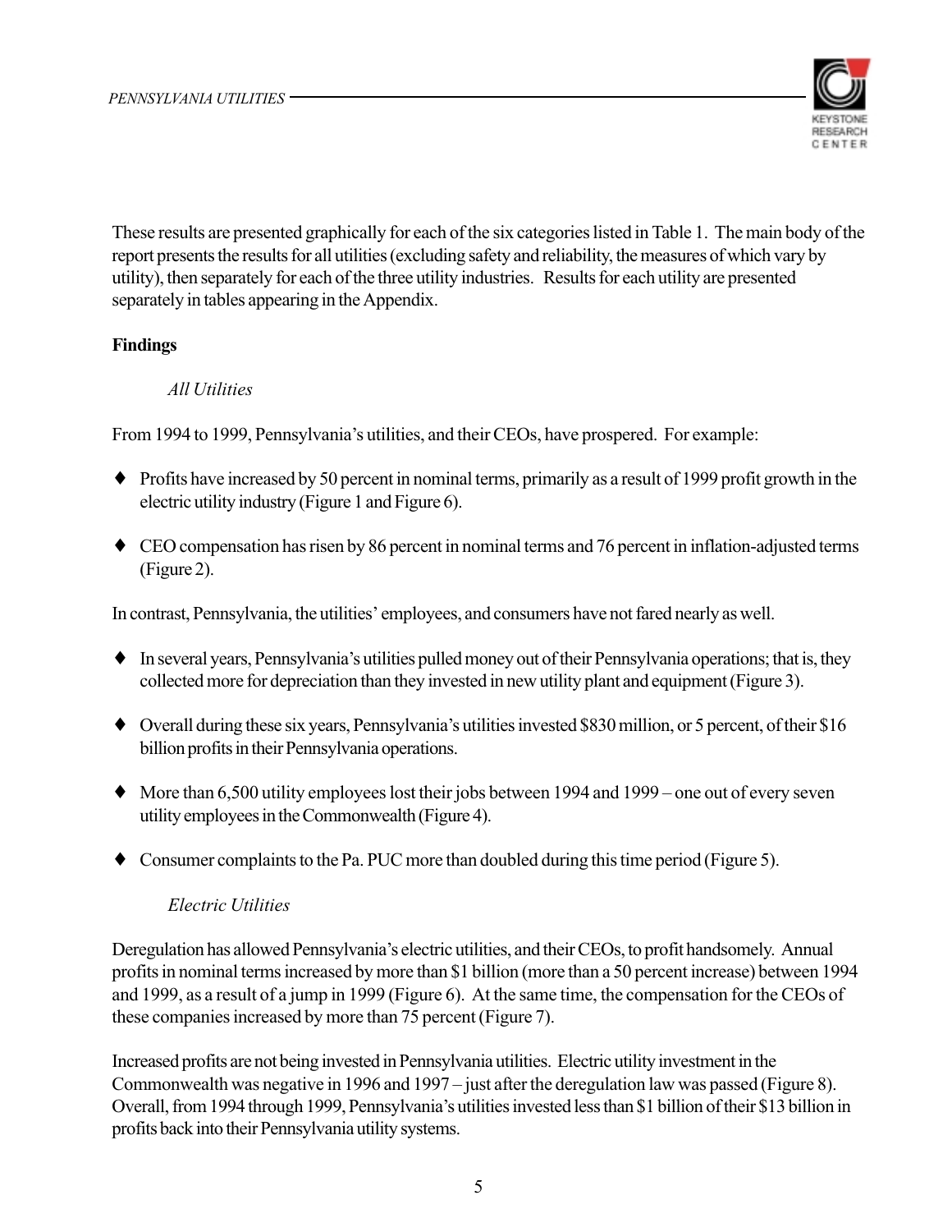These results are presented graphically for each of the six categories listed in Table 1. The main body of the report presents the results for all utilities (excluding safety and reliability, the measures of which vary by utility), then separately for each of the three utility industries. Results for each utility are presented separately in tables appearing in the Appendix.

## Findings

### *All Utilities*

From 1994 to 1999, Pennsylvania's utilities, and their CEOs, have prospered. For example:

- Profits have increased by 50 percent in nominal terms, primarily as a result of 1999 profit growth in the electric utility industry (Figure 1 and Figure 6).
- CEO compensation has risen by 86 percent in nominal terms and 76 percent in inflation-adjusted terms (Figure 2).

In contrast, Pennsylvania, the utilities' employees, and consumers have not fared nearly as well.

- In several years, Pennsylvania's utilities pulled money out of their Pennsylvania operations; that is, they collected more for depreciation than they invested in new utility plant and equipment (Figure 3).
- Overall during these six years, Pennsylvania's utilities invested $830 million, or 5 percent, of their $16 billion profits in their Pennsylvania operations.
- More than 6,500 utility employees lost their jobs between 1994 and 1999 – one out of every seven utility employees in the Commonwealth (Figure 4).
- Consumer complaints to the Pa. PUC more than doubled during this time period (Figure 5).

### *Electric Utilities*

Deregulation has allowed Pennsylvania's electric utilities, and their CEOs, to profit handsomely. Annual profits in nominal terms increased by more than $1 billion (more than a 50 percent increase) between 1994 and 1999, as a result of a jump in 1999 (Figure 6). At the same time, the compensation for the CEOs of these companies increased by more than 75 percent (Figure 7).

Increased profits are not being invested in Pennsylvania utilities. Electric utility investment in the Commonwealth was negative in 1996 and 1997 – just after the deregulation law was passed (Figure 8). Overall, from 1994 through 1999, Pennsylvania's utilities invested less than $1 billion of their $13 billion in profits back into their Pennsylvania utility systems.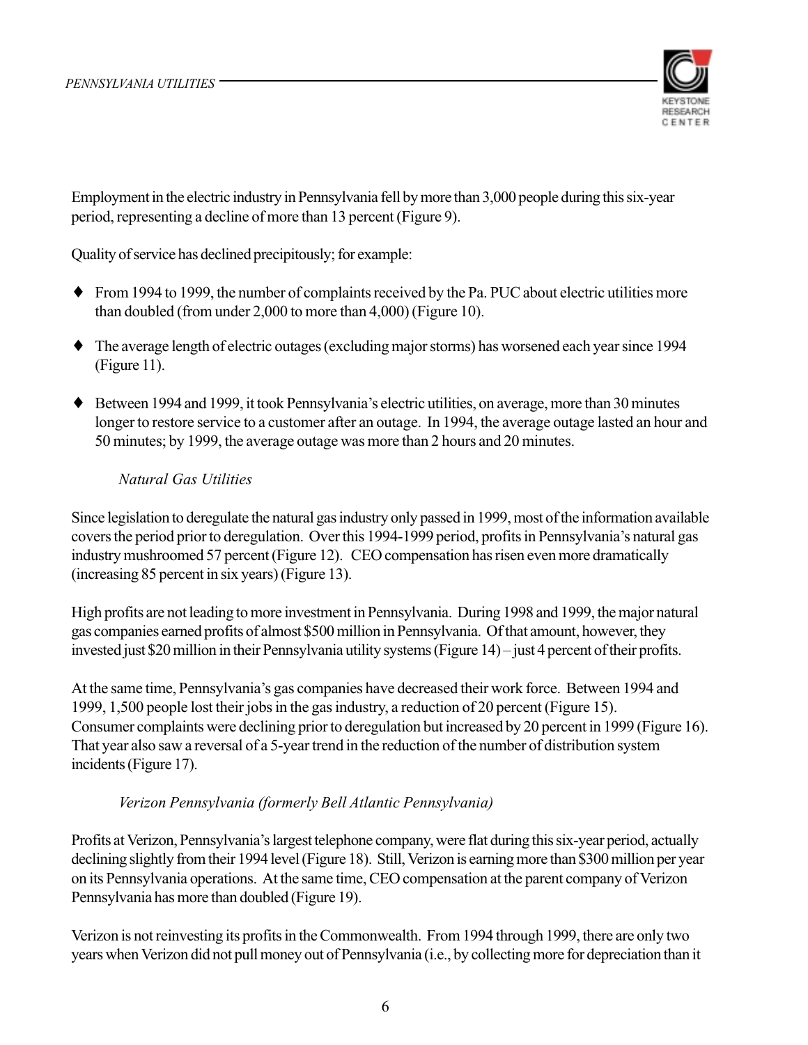Employment in the electric industry in Pennsylvania fell by more than 3,000 people during this six-year period, representing a decline of more than 13 percent (Figure 9).

Quality of service has declined precipitously; for example:

- From 1994 to 1999, the number of complaints received by the Pa. PUC about electric utilities more than doubled (from under 2,000 to more than 4,000) (Figure 10).
- The average length of electric outages (excluding major storms) has worsened each year since 1994 (Figure 11).
- Between 1994 and 1999, it took Pennsylvania's electric utilities, on average, more than 30 minutes longer to restore service to a customer after an outage. In 1994, the average outage lasted an hour and 50 minutes; by 1999, the average outage was more than 2 hours and 20 minutes.

### *Natural Gas Utilities*

Since legislation to deregulate the natural gas industry only passed in 1999, most of the information available covers the period prior to deregulation. Over this 1994-1999 period, profits in Pennsylvania's natural gas industry mushroomed 57 percent (Figure 12). CEO compensation has risen even more dramatically (increasing 85 percent in six years) (Figure 13).

High profits are not leading to more investment in Pennsylvania. During 1998 and 1999, the major natural gas companies earned profits of almost $500 million in Pennsylvania. Of that amount, however, they invested just $20 million in their Pennsylvania utility systems (Figure 14) – just 4 percent of their profits.

At the same time, Pennsylvania's gas companies have decreased their work force. Between 1994 and 1999, 1,500 people lost their jobs in the gas industry, a reduction of 20 percent (Figure 15). Consumer complaints were declining prior to deregulation but increased by 20 percent in 1999 (Figure 16). That year also saw a reversal of a 5-year trend in the reduction of the number of distribution system incidents (Figure 17).

### *Verizon Pennsylvania (formerly Bell Atlantic Pennsylvania)*

Profits at Verizon, Pennsylvania's largest telephone company, were flat during this six-year period, actually declining slightly from their 1994 level (Figure 18). Still, Verizon is earning more than $300 million per year on its Pennsylvania operations. At the same time, CEO compensation at the parent company of Verizon Pennsylvania has more than doubled (Figure 19).

Verizon is not reinvesting its profits in the Commonwealth. From 1994 through 1999, there are only two years when Verizon did not pull money out of Pennsylvania (i.e., by collecting more for depreciation than it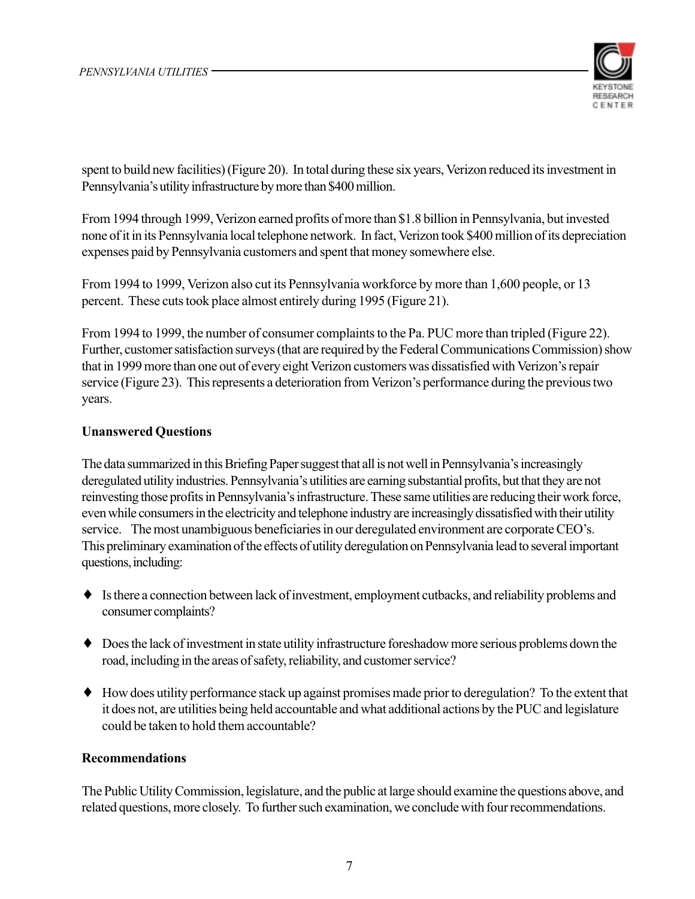spent to build new facilities) (Figure 20). In total during these six years, Verizon reduced its investment in Pennsylvania's utility infrastructure by more than $400 million.

From 1994 through 1999, Verizon earned profits of more than $1.8 billion in Pennsylvania, but invested none of it in its Pennsylvania local telephone network. In fact, Verizon took $400 million of its depreciation expenses paid by Pennsylvania customers and spent that money somewhere else.

From 1994 to 1999, Verizon also cut its Pennsylvania workforce by more than 1,600 people, or 13 percent. These cuts took place almost entirely during 1995 (Figure 21).

From 1994 to 1999, the number of consumer complaints to the Pa. PUC more than tripled (Figure 22). Further, customer satisfaction surveys (that are required by the Federal Communications Commission) show that in 1999 more than one out of every eight Verizon customers was dissatisfied with Verizon's repair service (Figure 23). This represents a deterioration from Verizon's performance during the previous two years.

**Unanswered Questions**

The data summarized in this Briefing Paper suggest that all is not well in Pennsylvania's increasingly deregulated utility industries. Pennsylvania's utilities are earning substantial profits, but that they are not reinvesting those profits in Pennsylvania's infrastructure. These same utilities are reducing their work force, even while consumers in the electricity and telephone industry are increasingly dissatisfied with their utility service. The most unambiguous beneficiaries in our deregulated environment are corporate CEO's. This preliminary examination of the effects of utility deregulation on Pennsylvania lead to several important questions, including:

- Is there a connection between lack of investment, employment cutbacks, and reliability problems and consumer complaints?
- Does the lack of investment in state utility infrastructure foreshadow more serious problems down the road, including in the areas of safety, reliability, and customer service?
- How does utility performance stack up against promises made prior to deregulation? To the extent that it does not, are utilities being held accountable and what additional actions by the PUC and legislature could be taken to hold them accountable?

**Recommendations**

The Public Utility Commission, legislature, and the public at large should examine the questions above, and related questions, more closely. To further such examination, we conclude with four recommendations.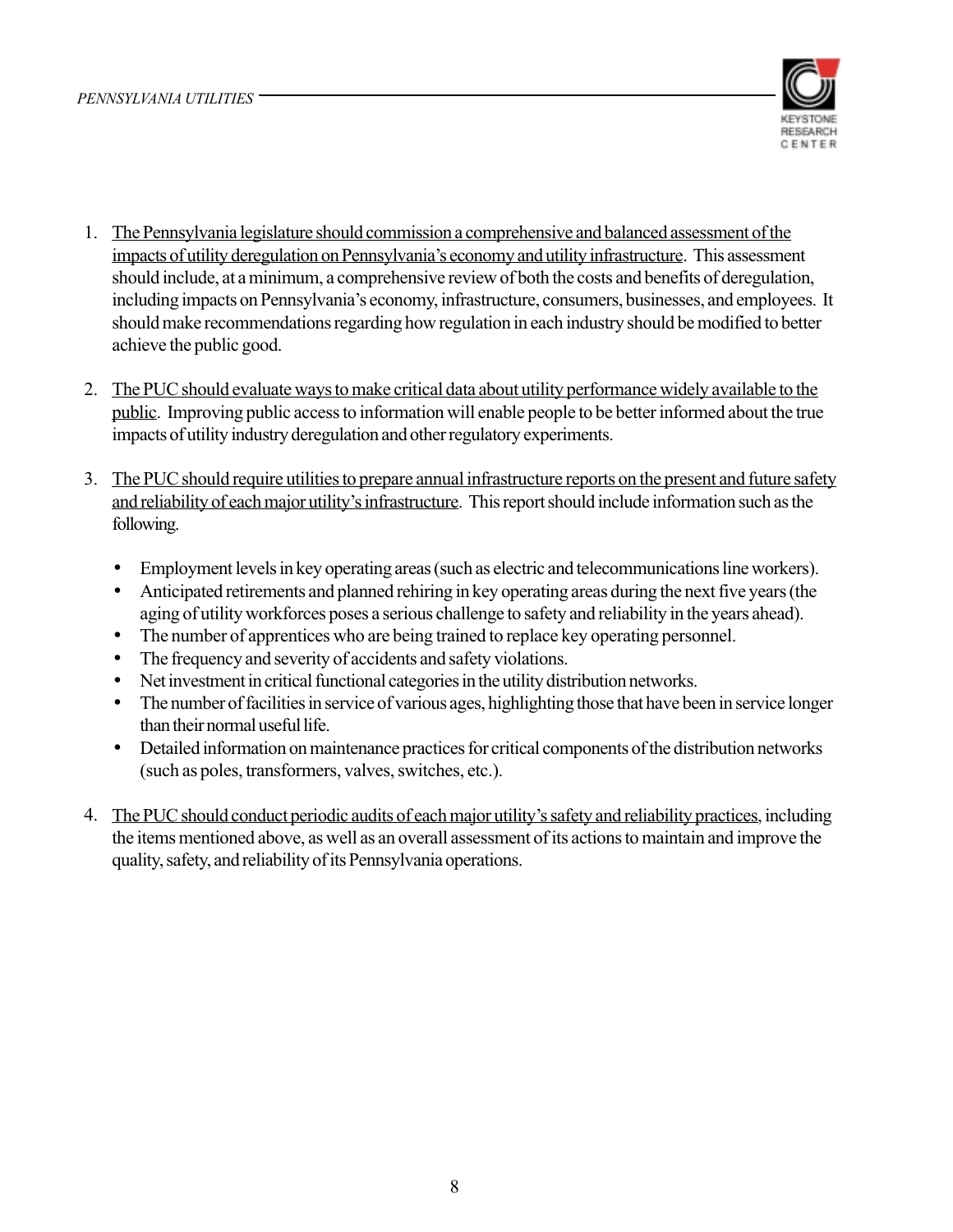1. The Pennsylvania legislature should commission a comprehensive and balanced assessment of the impacts of utility deregulation on Pennsylvania's economy and utility infrastructure. This assessment should include, at a minimum, a comprehensive review of both the costs and benefits of deregulation, including impacts on Pennsylvania's economy, infrastructure, consumers, businesses, and employees. It should make recommendations regarding how regulation in each industry should be modified to better achieve the public good.

2. The PUC should evaluate ways to make critical data about utility performance widely available to the public. Improving public access to information will enable people to be better informed about the true impacts of utility industry deregulation and other regulatory experiments.

3. The PUC should require utilities to prepare annual infrastructure reports on the present and future safety and reliability of each major utility's infrastructure. This report should include information such as the following.

   - Employment levels in key operating areas (such as electric and telecommunications line workers).
   - Anticipated retirements and planned rehiring in key operating areas during the next five years (the aging of utility workforces poses a serious challenge to safety and reliability in the years ahead).
   - The number of apprentices who are being trained to replace key operating personnel.
   - The frequency and severity of accidents and safety violations.
   - Net investment in critical functional categories in the utility distribution networks.
   - The number of facilities in service of various ages, highlighting those that have been in service longer than their normal useful life.
   - Detailed information on maintenance practices for critical components of the distribution networks (such as poles, transformers, valves, switches, etc.).

4. The PUC should conduct periodic audits of each major utility's safety and reliability practices, including the items mentioned above, as well as an overall assessment of its actions to maintain and improve the quality, safety, and reliability of its Pennsylvania operations.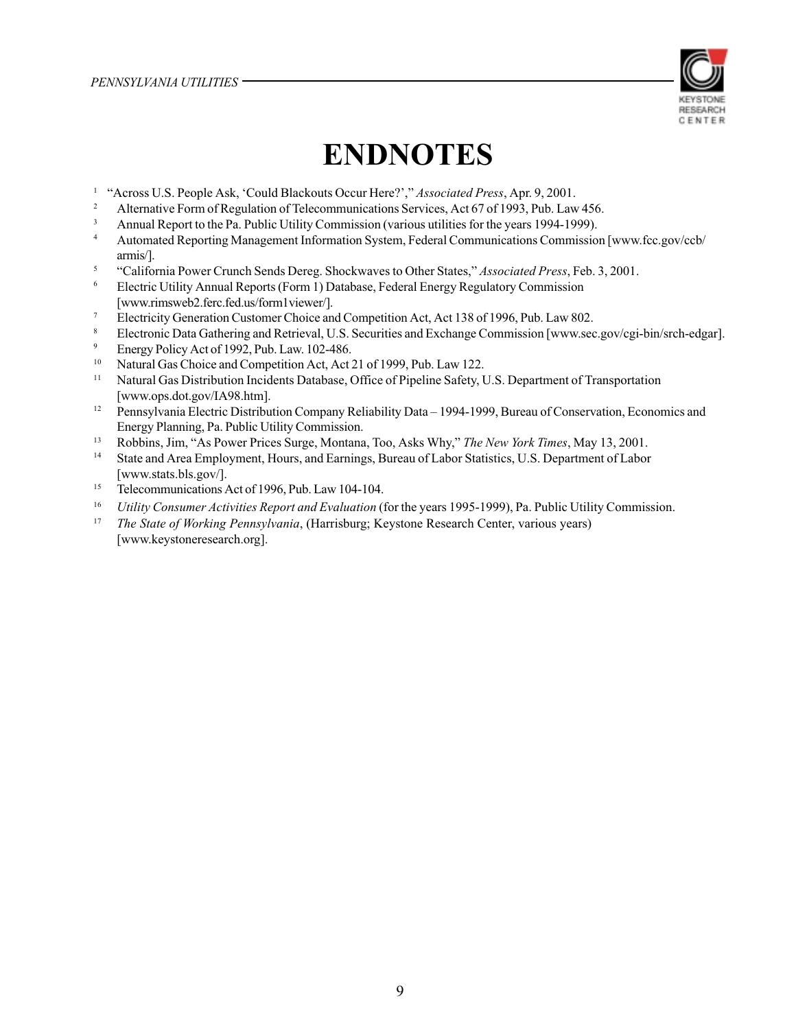# ENDNOTES

[1] "Across U.S. People Ask, 'Could Blackouts Occur Here?'," *Associated Press*, Apr. 9, 2001.

[2] Alternative Form of Regulation of Telecommunications Services, Act 67 of 1993, Pub. Law 456.

[3] Annual Report to the Pa. Public Utility Commission (various utilities for the years 1994-1999).

[4] Automated Reporting Management Information System, Federal Communications Commission [www.fcc.gov/ccb/armis/].

[5] "California Power Crunch Sends Dereg. Shockwaves to Other States," *Associated Press*, Feb. 3, 2001.

[6] Electric Utility Annual Reports (Form 1) Database, Federal Energy Regulatory Commission [www.rimsweb2.ferc.fed.us/form1viewer/].

[7] Electricity Generation Customer Choice and Competition Act, Act 138 of 1996, Pub. Law 802.

[8] Electronic Data Gathering and Retrieval, U.S. Securities and Exchange Commission [www.sec.gov/cgi-bin/srch-edgar].

[9] Energy Policy Act of 1992, Pub. Law. 102-486.

[10] Natural Gas Choice and Competition Act, Act 21 of 1999, Pub. Law 122.

[11] Natural Gas Distribution Incidents Database, Office of Pipeline Safety, U.S. Department of Transportation [www.ops.dot.gov/IA98.htm].

[12] Pennsylvania Electric Distribution Company Reliability Data – 1994-1999, Bureau of Conservation, Economics and Energy Planning, Pa. Public Utility Commission.

[13] Robbins, Jim, "As Power Prices Surge, Montana, Too, Asks Why," *The New York Times*, May 13, 2001.

[14] State and Area Employment, Hours, and Earnings, Bureau of Labor Statistics, U.S. Department of Labor [www.stats.bls.gov/].

[15] Telecommunications Act of 1996, Pub. Law 104-104.

[16] *Utility Consumer Activities Report and Evaluation* (for the years 1995-1999), Pa. Public Utility Commission.

[17] *The State of Working Pennsylvania*, (Harrisburg; Keystone Research Center, various years) [www.keystoneresearch.org].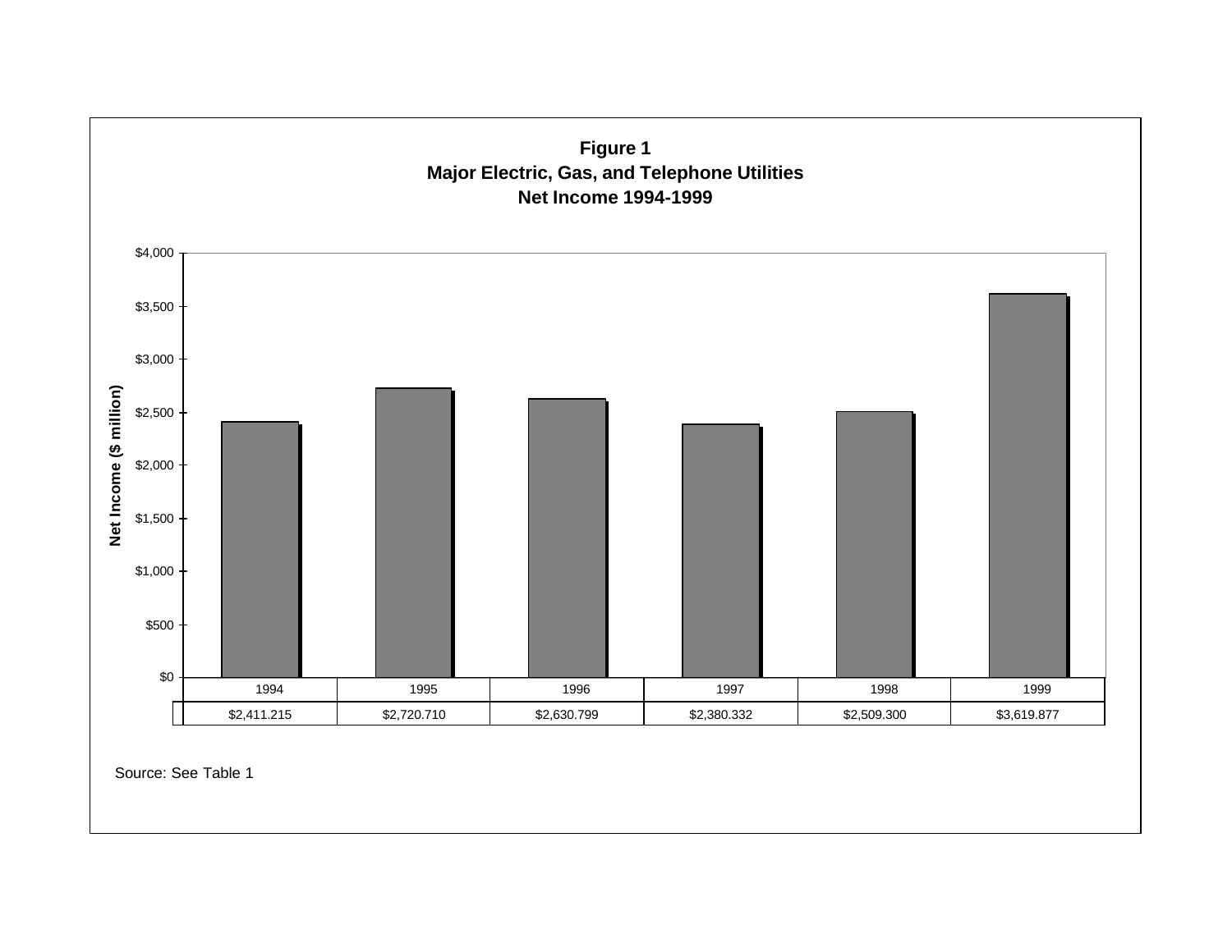**Figure 1**
**Major Electric, Gas, and Telephone Utilities**
**Net Income 1994-1999**

| | 1994 | 1995 | 1996 | 1997 | 1998 | 1999 |
|---|---|---|---|---|---|---|
| Net Income ($ million) | $2,411.215 | $2,720.710 | $2,630.799 | $2,380.332 | $2,509.300 | $3,619.877 |

Source: See Table 1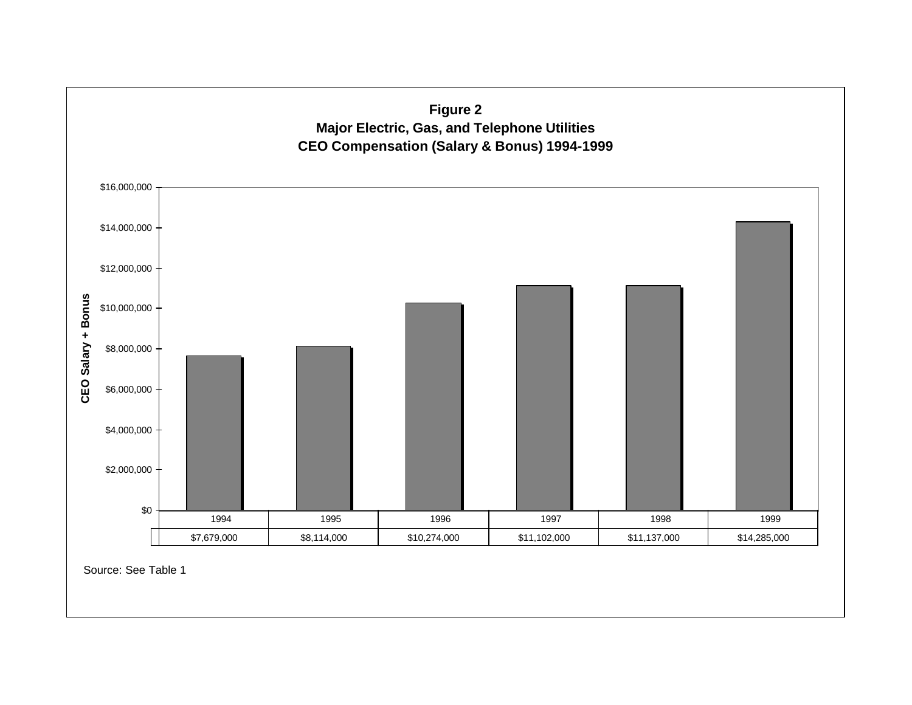**Figure 2**
**Major Electric, Gas, and Telephone Utilities**
**CEO Compensation (Salary & Bonus) 1994-1999**

| | 1994 | 1995 | 1996 | 1997 | 1998 | 1999 |
|---|---|---|---|---|---|---|
| CEO Salary + Bonus | $7,679,000 | $8,114,000 | $10,274,000 | $11,102,000 | $11,137,000 | $14,285,000 |

Source: See Table 1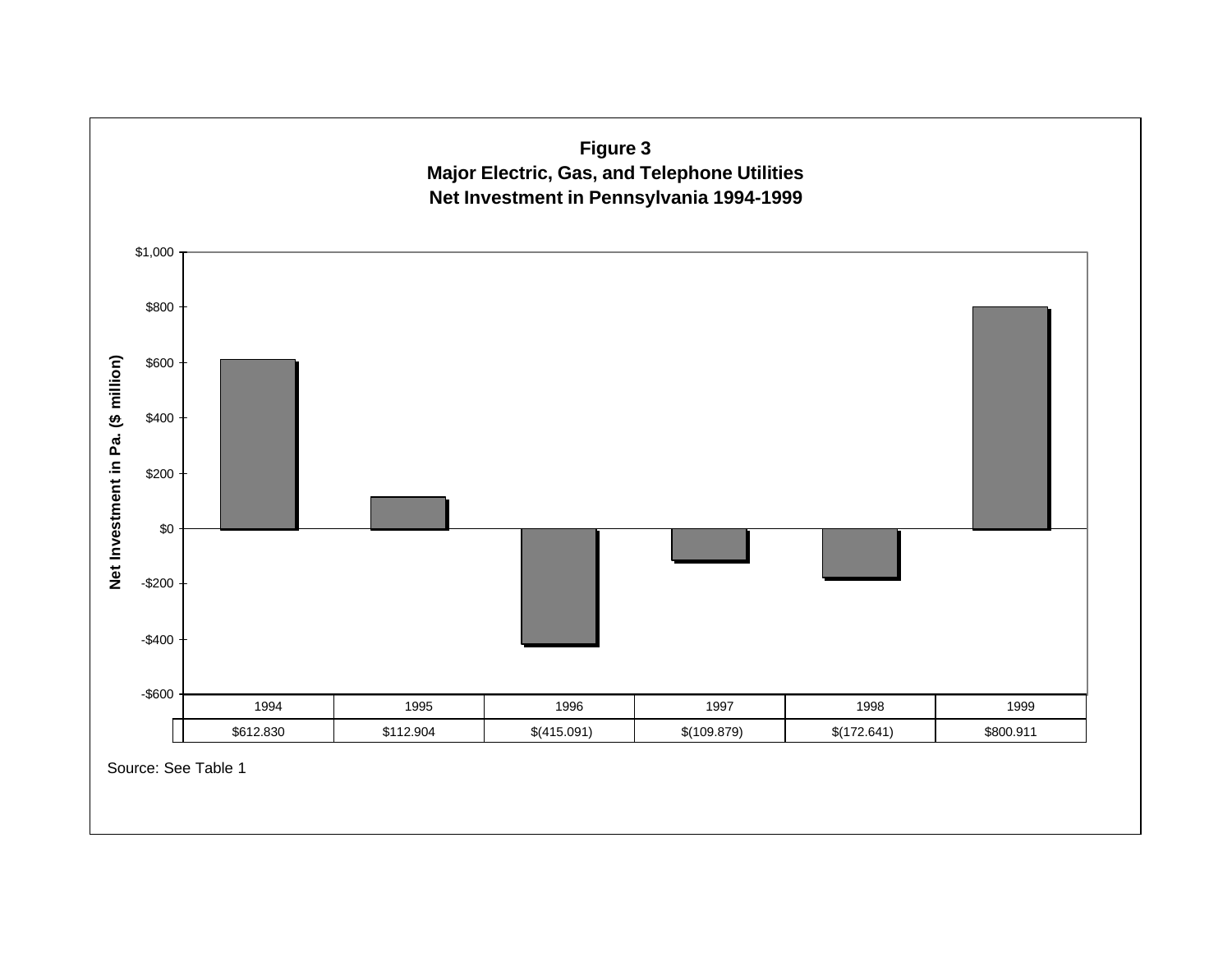**Figure 3**
**Major Electric, Gas, and Telephone Utilities**
**Net Investment in Pennsylvania 1994-1999**

Net Investment in Pa. ($ million)

| 1994 | 1995 | 1996 | 1997 | 1998 | 1999 |
|---|---|---|---|---|---|
| $612.830 | $112.904 | $(415.091) | $(109.879) | $(172.641) | $800.911 |

Source: See Table 1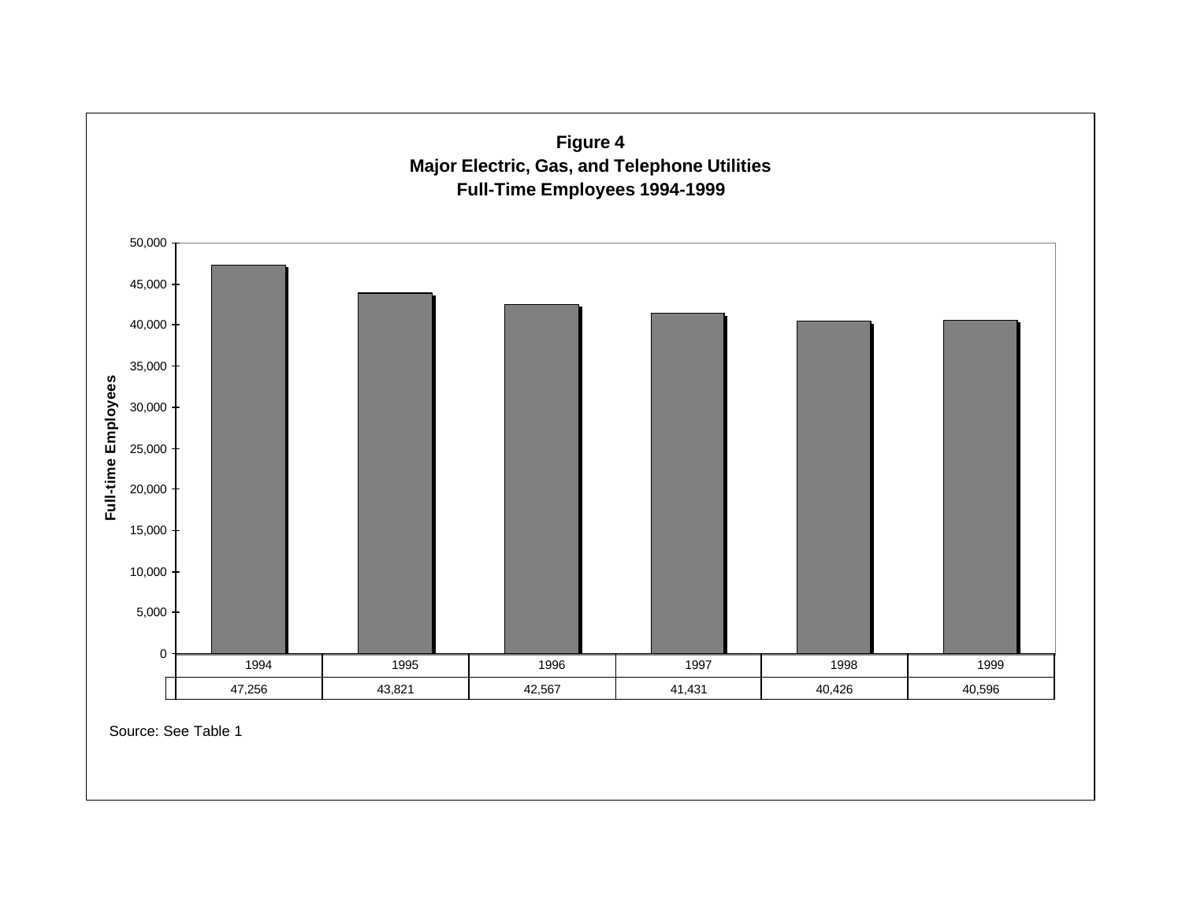**Figure 4**
**Major Electric, Gas, and Telephone Utilities**
**Full-Time Employees 1994-1999**

| 1994 | 1995 | 1996 | 1997 | 1998 | 1999 |
|---|---|---|---|---|---|
| 47,256 | 43,821 | 42,567 | 41,431 | 40,426 | 40,596 |

Source: See Table 1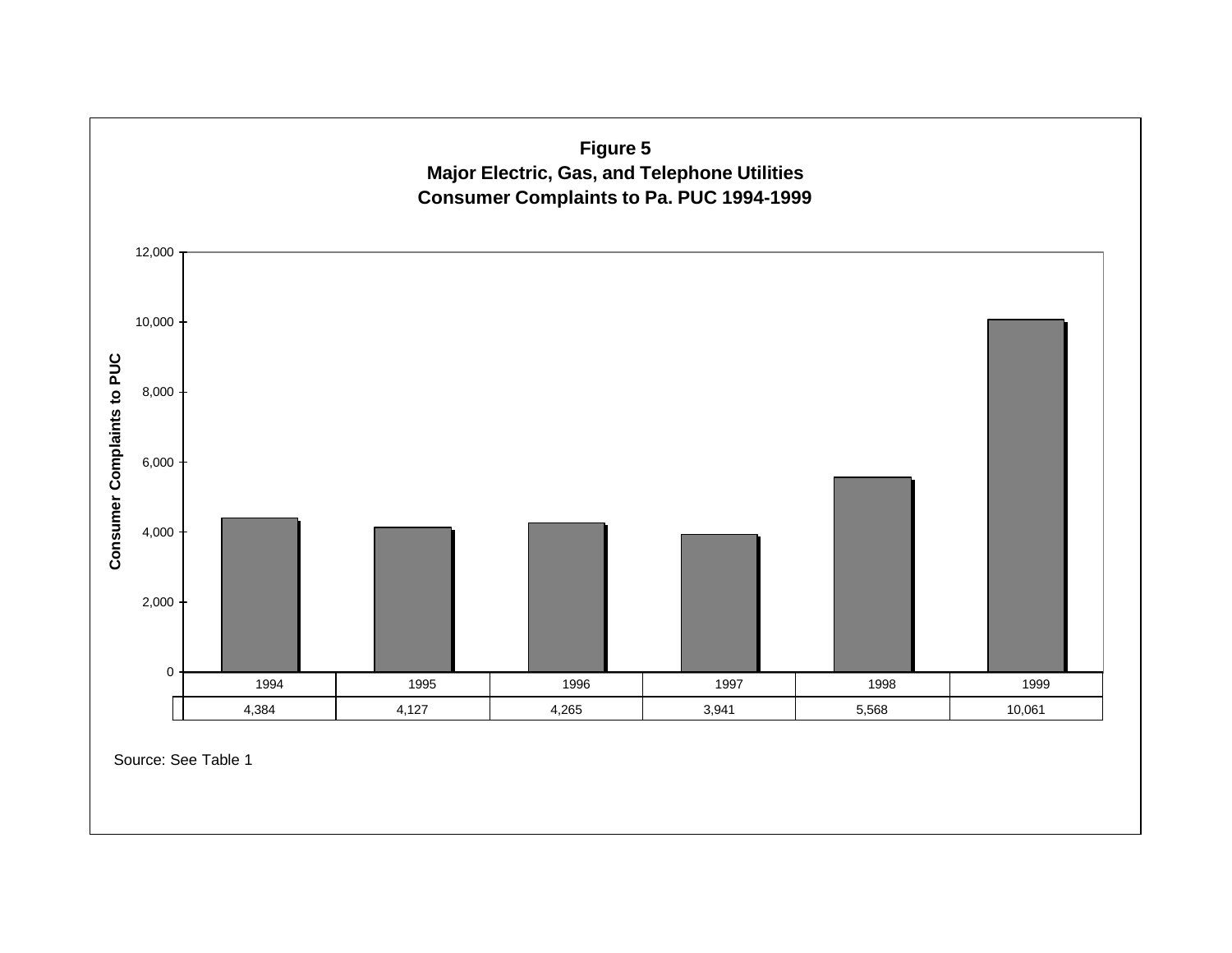**Figure 5**
**Major Electric, Gas, and Telephone Utilities**
**Consumer Complaints to Pa. PUC 1994-1999**

| 1994 | 1995 | 1996 | 1997 | 1998 | 1999 |
|---|---|---|---|---|---|
| 4,384 | 4,127 | 4,265 | 3,941 | 5,568 | 10,061 |

Source: See Table 1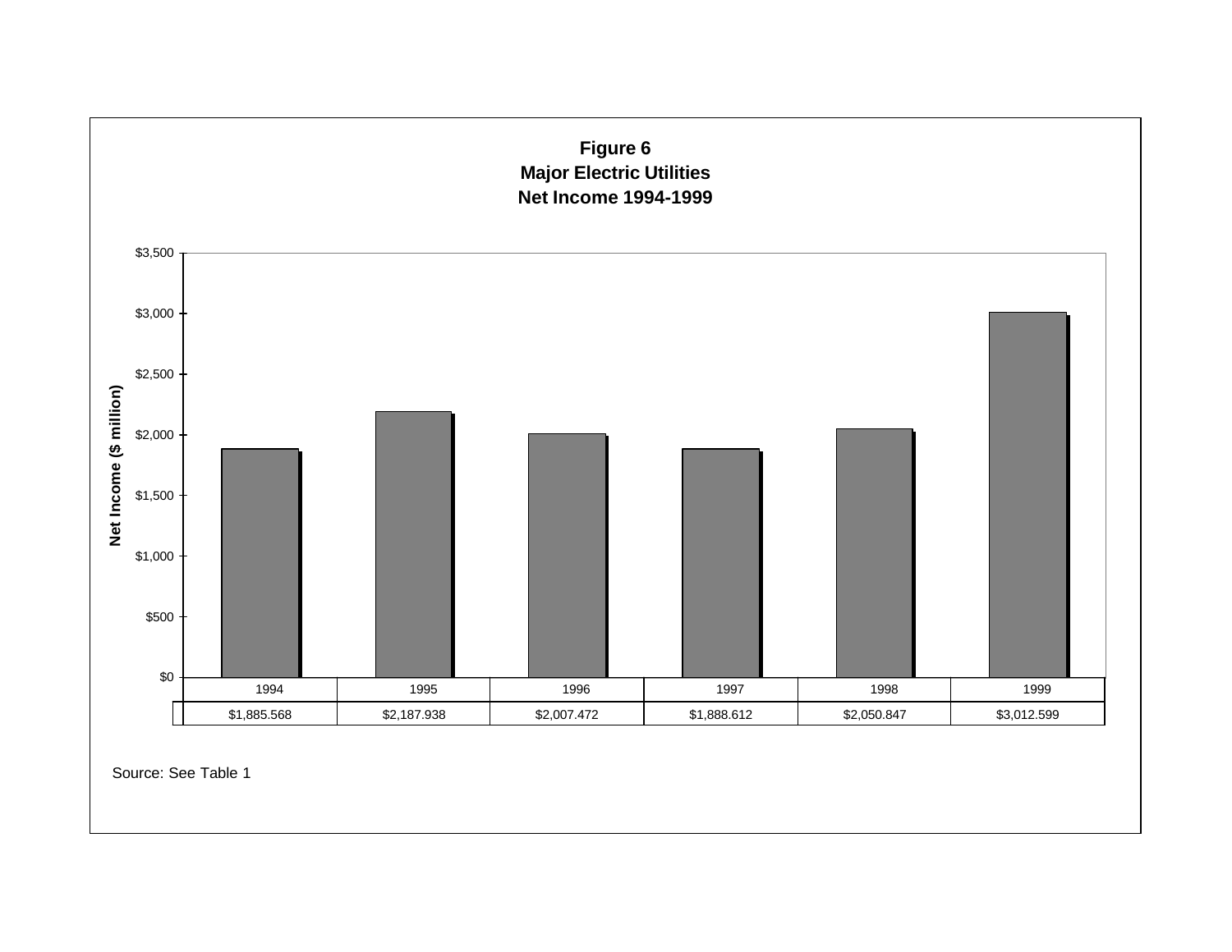**Figure 6**
**Major Electric Utilities**
**Net Income 1994-1999**

| 1994 | 1995 | 1996 | 1997 | 1998 | 1999 |
|---|---|---|---|---|---|
| $1,885.568 | $2,187.938 | $2,007.472 | $1,888.612 | $2,050.847 | $3,012.599 |

Net Income ($ million)

Source: See Table 1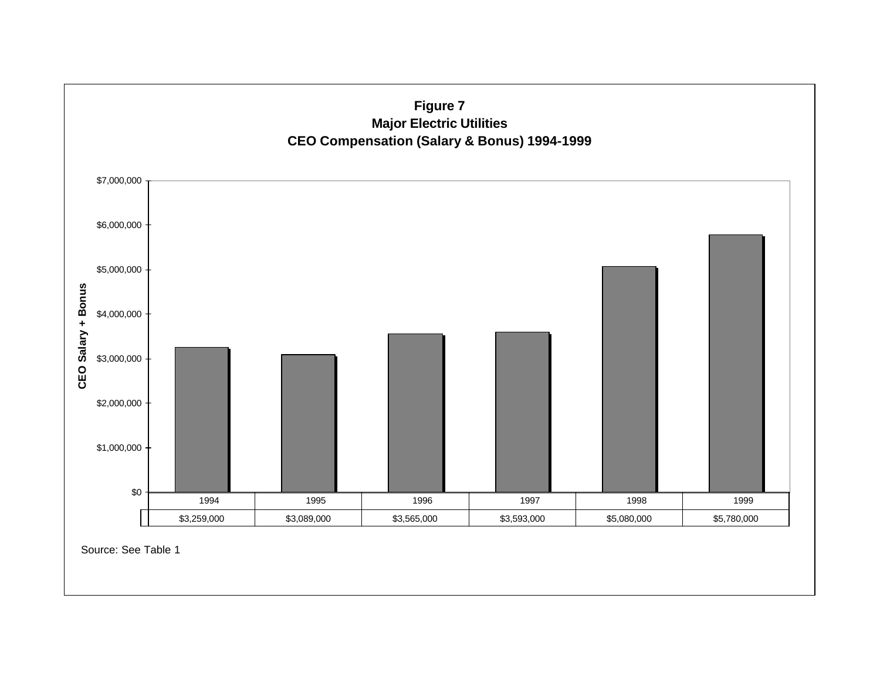**Figure 7**
**Major Electric Utilities**
**CEO Compensation (Salary & Bonus) 1994-1999**

| | 1994 | 1995 | 1996 | 1997 | 1998 | 1999 |
|---|---|---|---|---|---|---|
| CEO Salary + Bonus | $3,259,000 | $3,089,000 | $3,565,000 | $3,593,000 | $5,080,000 | $5,780,000 |

Source: See Table 1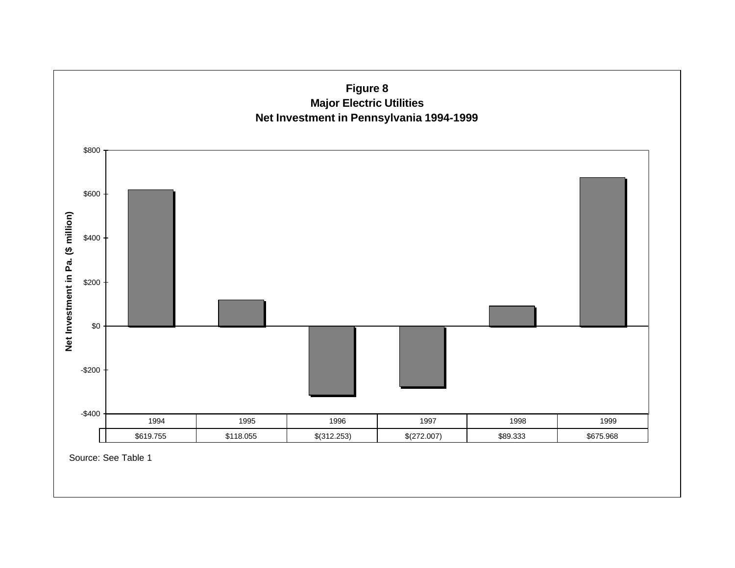**Figure 8**
**Major Electric Utilities**
**Net Investment in Pennsylvania 1994-1999**

| | 1994 | 1995 | 1996 | 1997 | 1998 | 1999 |
|---|---|---|---|---|---|---|
| Net Investment in Pa. ($ million) | $619.755 | $118.055 | $(312.253) | $(272.007) | $89.333 | $675.968 |

Source: See Table 1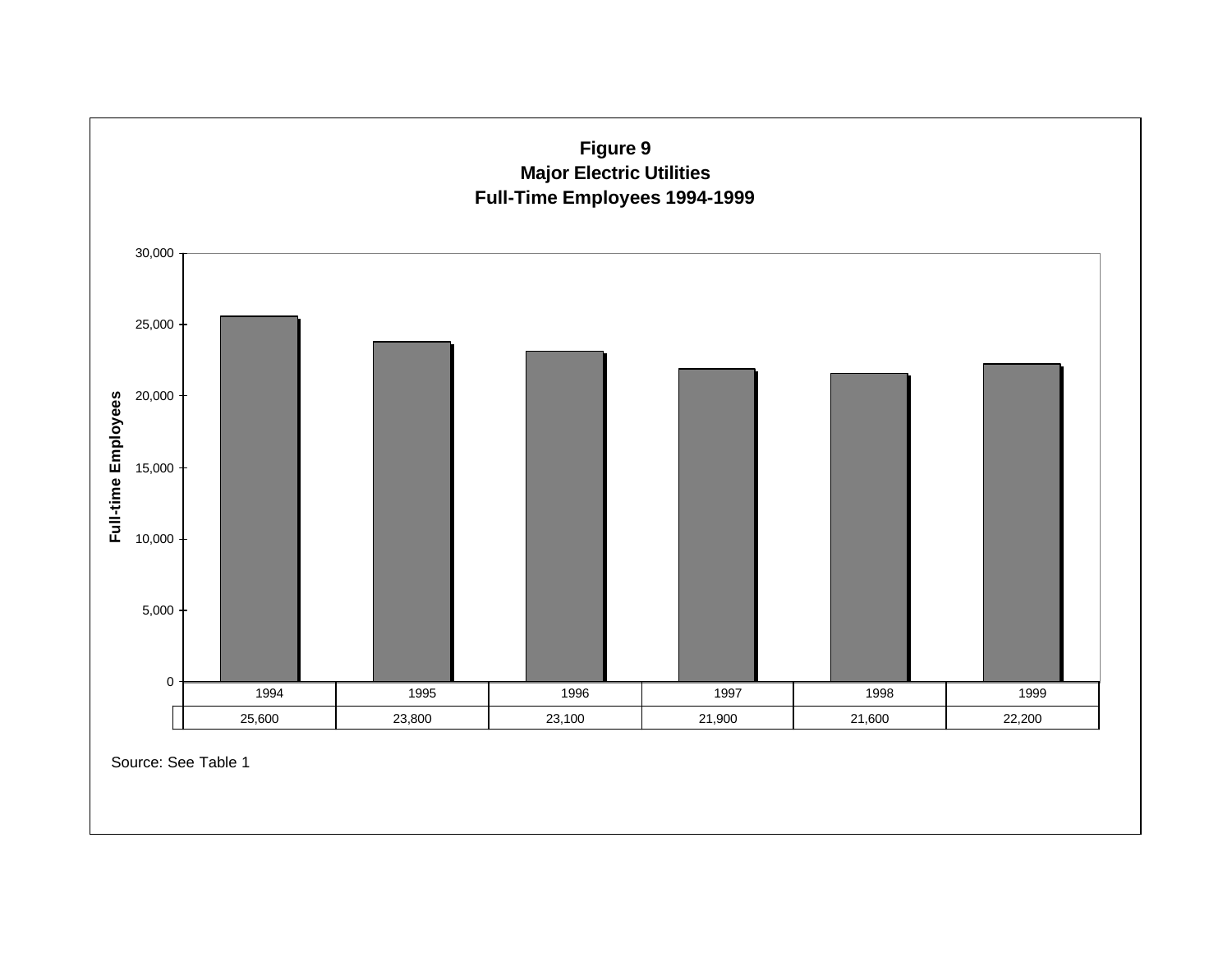**Figure 9**
**Major Electric Utilities**
**Full-Time Employees 1994-1999**

| 1994 | 1995 | 1996 | 1997 | 1998 | 1999 |
|---|---|---|---|---|---|
| 25,600 | 23,800 | 23,100 | 21,900 | 21,600 | 22,200 |

Source: See Table 1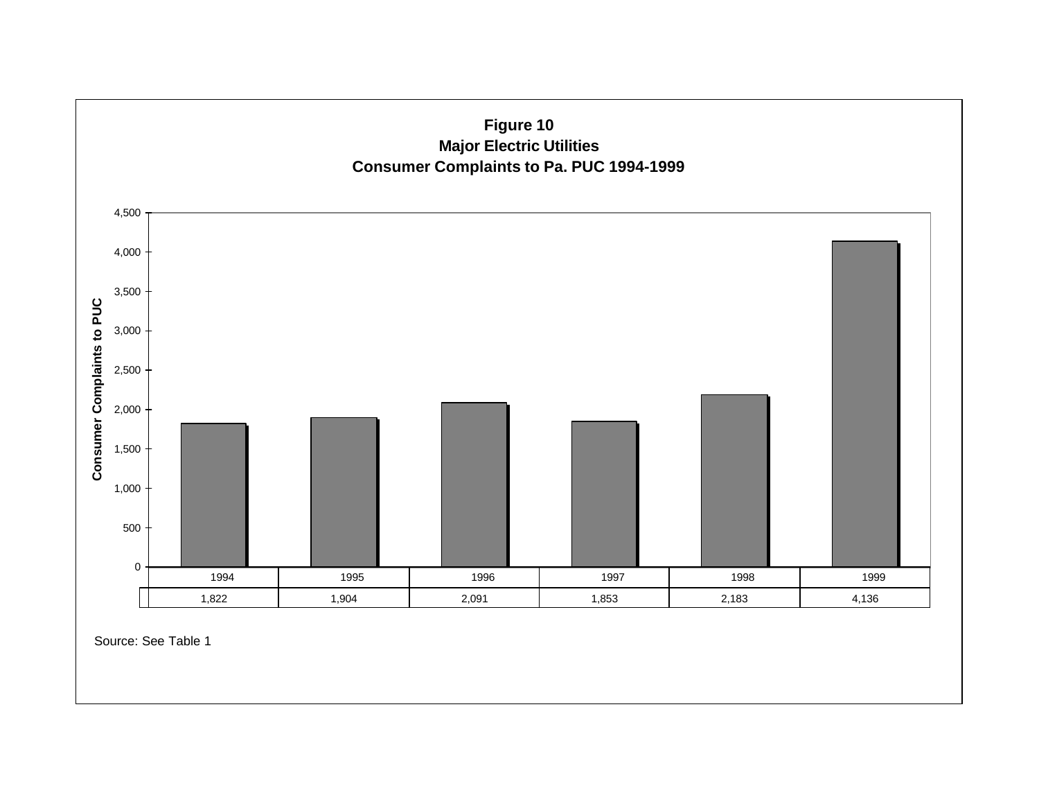**Figure 10**
**Major Electric Utilities**
**Consumer Complaints to Pa. PUC 1994-1999**

| 1994 | 1995 | 1996 | 1997 | 1998 | 1999 |
|---|---|---|---|---|---|
| 1,822 | 1,904 | 2,091 | 1,853 | 2,183 | 4,136 |

Source: See Table 1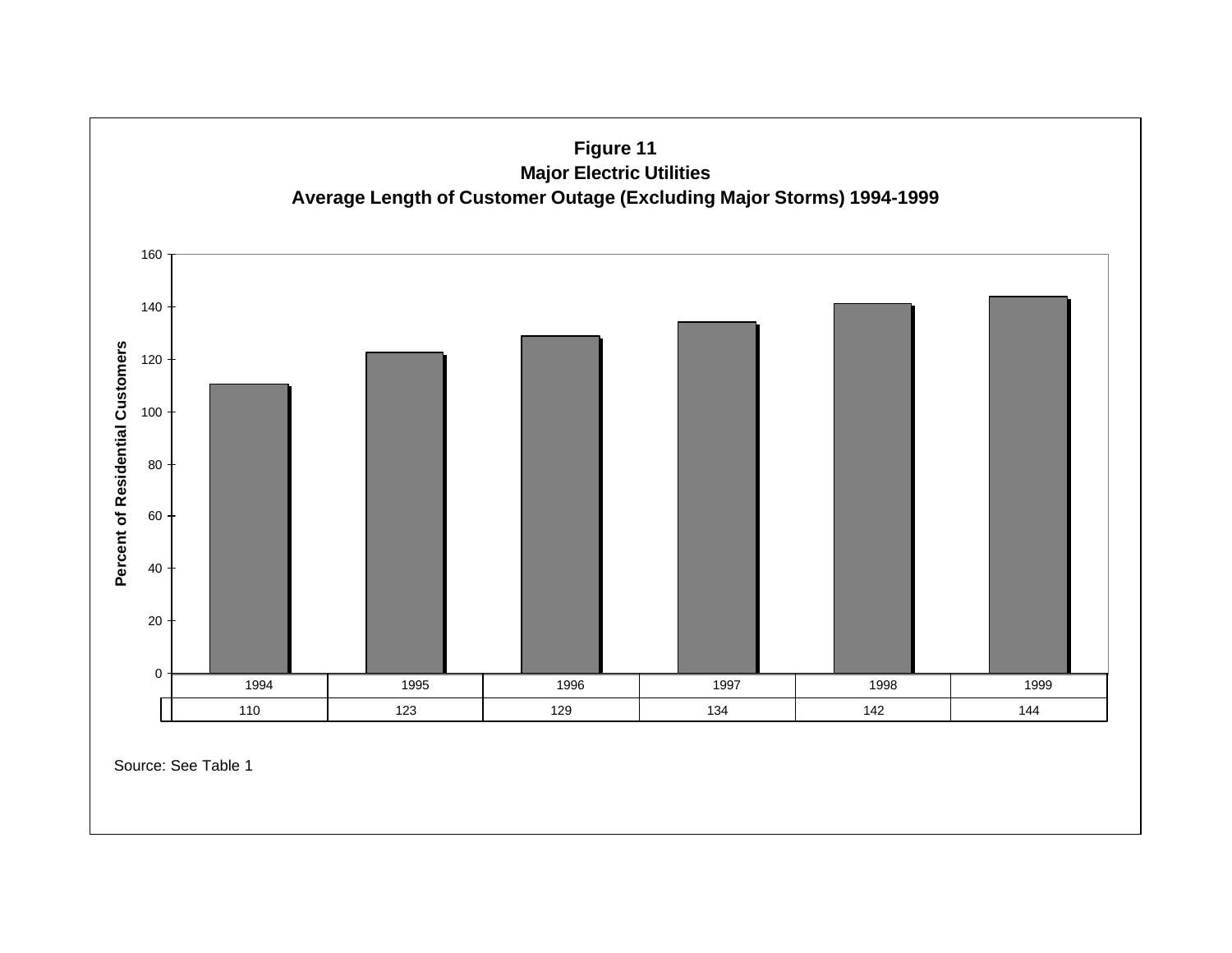**Figure 11**
**Major Electric Utilities**
**Average Length of Customer Outage (Excluding Major Storms) 1994-1999**

| 1994 | 1995 | 1996 | 1997 | 1998 | 1999 |
|---|---|---|---|---|---|
| 110 | 123 | 129 | 134 | 142 | 144 |

Source: See Table 1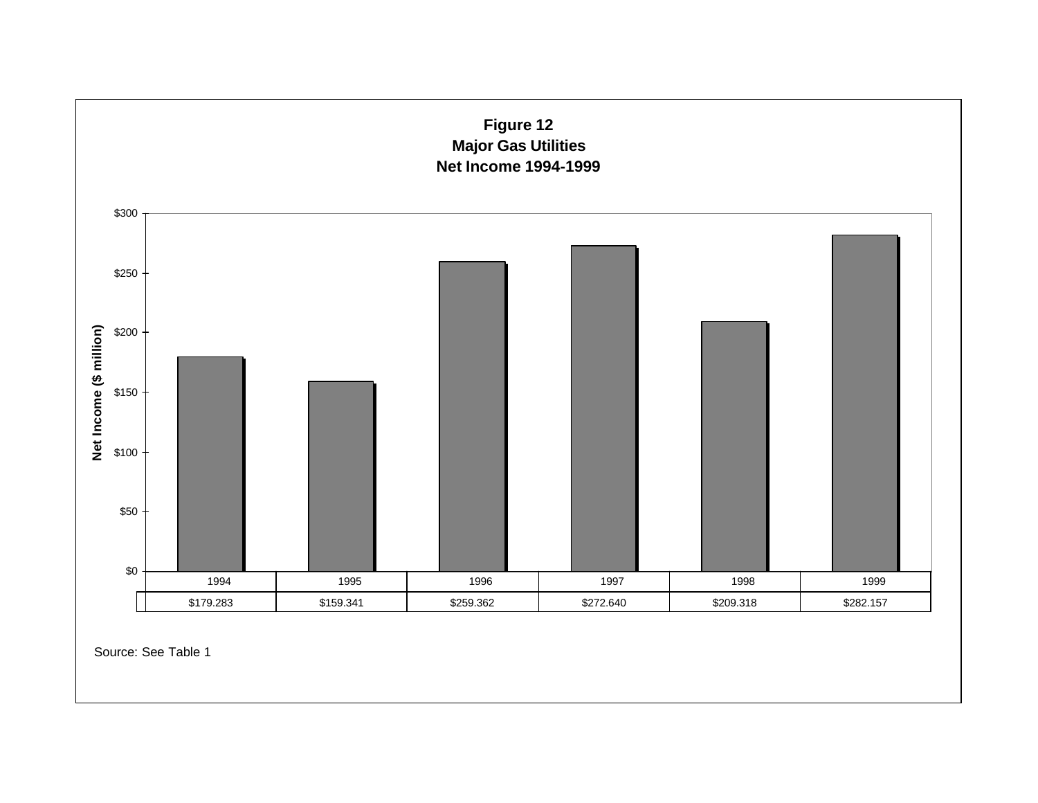**Figure 12**
**Major Gas Utilities**
**Net Income 1994-1999**

| | 1994 | 1995 | 1996 | 1997 | 1998 | 1999 |
|---|---|---|---|---|---|---|
| Net Income ($ million) | $179.283 | $159.341 | $259.362 | $272.640 | $209.318 | $282.157 |

Source: See Table 1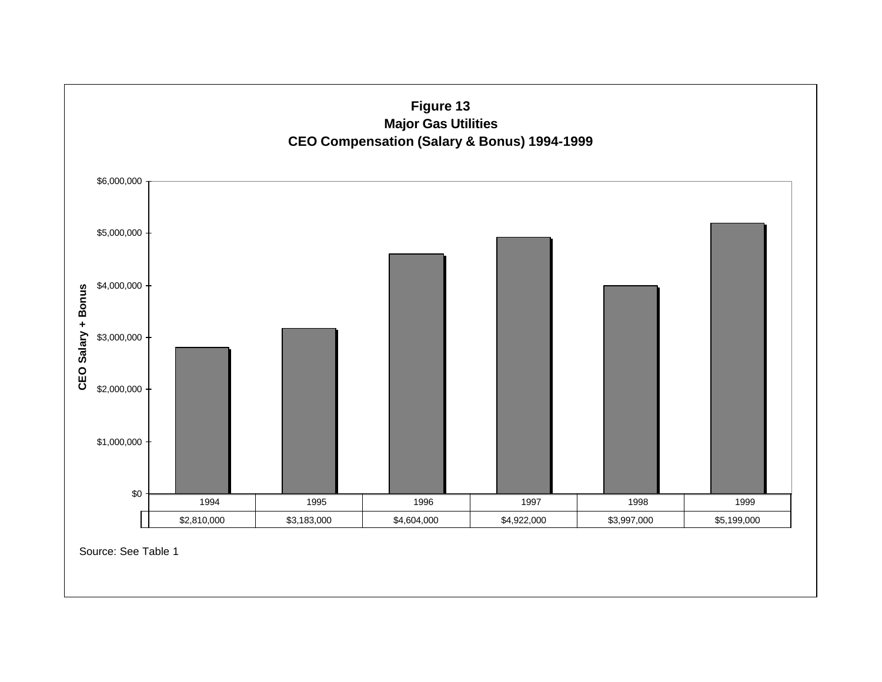**Figure 13**
**Major Gas Utilities**
**CEO Compensation (Salary & Bonus) 1994-1999**

| 1994 | 1995 | 1996 | 1997 | 1998 | 1999 |
|---|---|---|---|---|---|
| $2,810,000 | $3,183,000 | $4,604,000 | $4,922,000 | $3,997,000 | $5,199,000 |

Source: See Table 1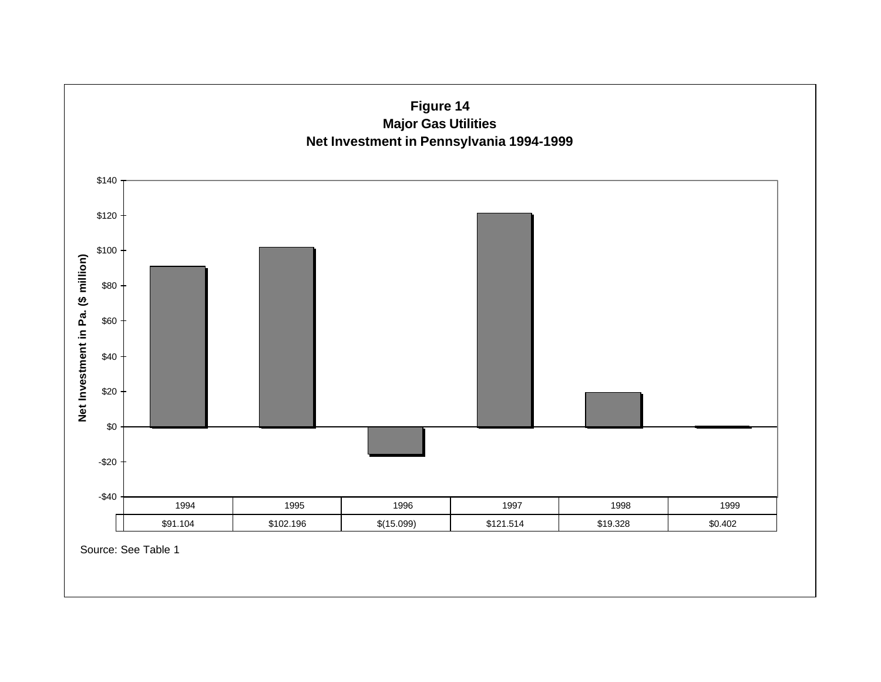**Figure 14**
**Major Gas Utilities**
**Net Investment in Pennsylvania 1994-1999**

| 1994 | 1995 | 1996 | 1997 | 1998 | 1999 |
|---|---|---|---|---|---|
| $91.104 | $102.196 | $(15.099) | $121.514 | $19.328 | $0.402 |

Source: See Table 1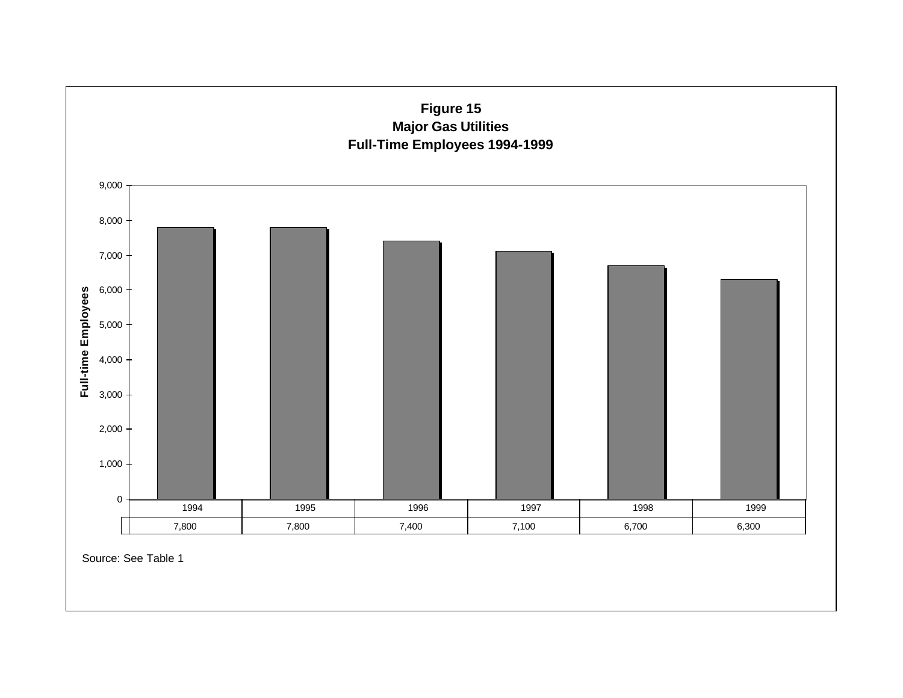**Figure 15**
**Major Gas Utilities**
**Full-Time Employees 1994-1999**

| 1994 | 1995 | 1996 | 1997 | 1998 | 1999 |
|---|---|---|---|---|---|
| 7,800 | 7,800 | 7,400 | 7,100 | 6,700 | 6,300 |

Source: See Table 1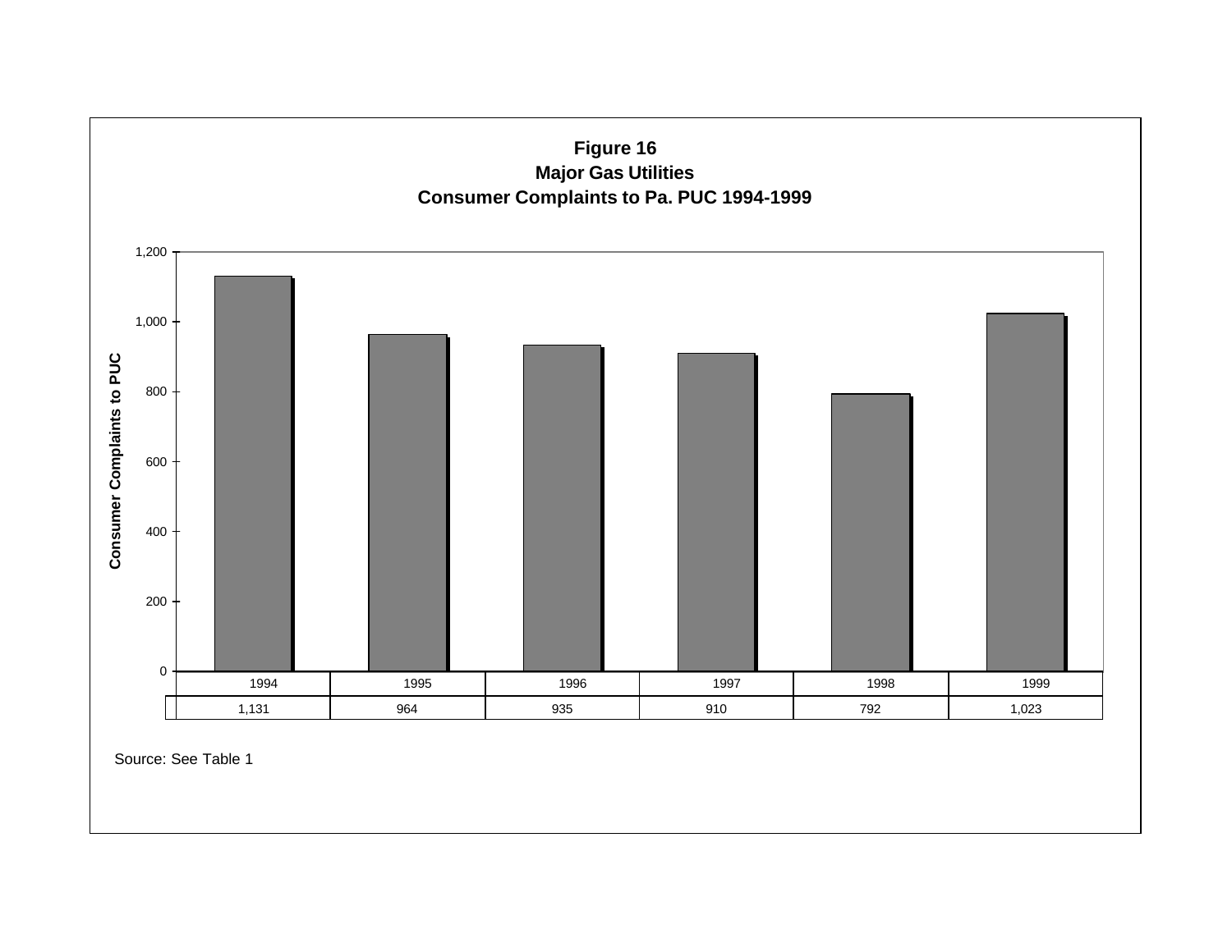**Figure 16**
**Major Gas Utilities**
**Consumer Complaints to Pa. PUC 1994-1999**

| 1994 | 1995 | 1996 | 1997 | 1998 | 1999 |
|---|---|---|---|---|---|
| 1,131 | 964 | 935 | 910 | 792 | 1,023 |

Source: See Table 1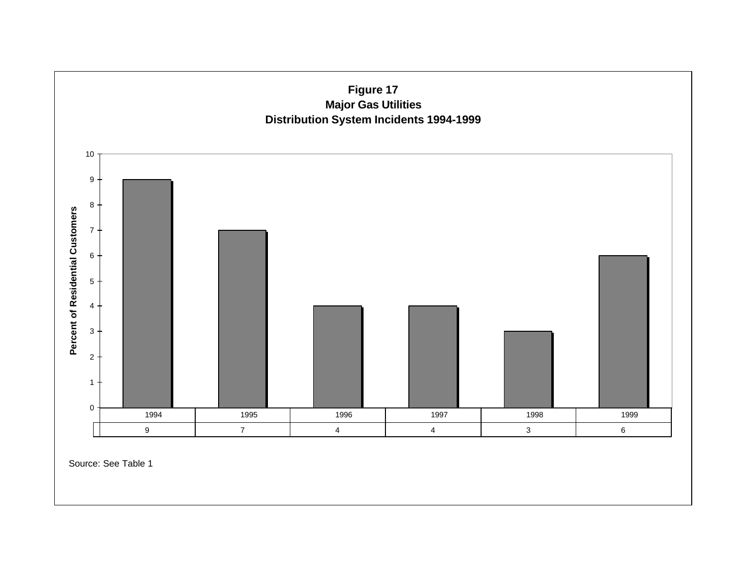**Figure 17**
**Major Gas Utilities**
**Distribution System Incidents 1994-1999**

Percent of Residential Customers

| 1994 | 1995 | 1996 | 1997 | 1998 | 1999 |
|---|---|---|---|---|---|
| 9 | 7 | 4 | 4 | 3 | 6 |

Source: See Table 1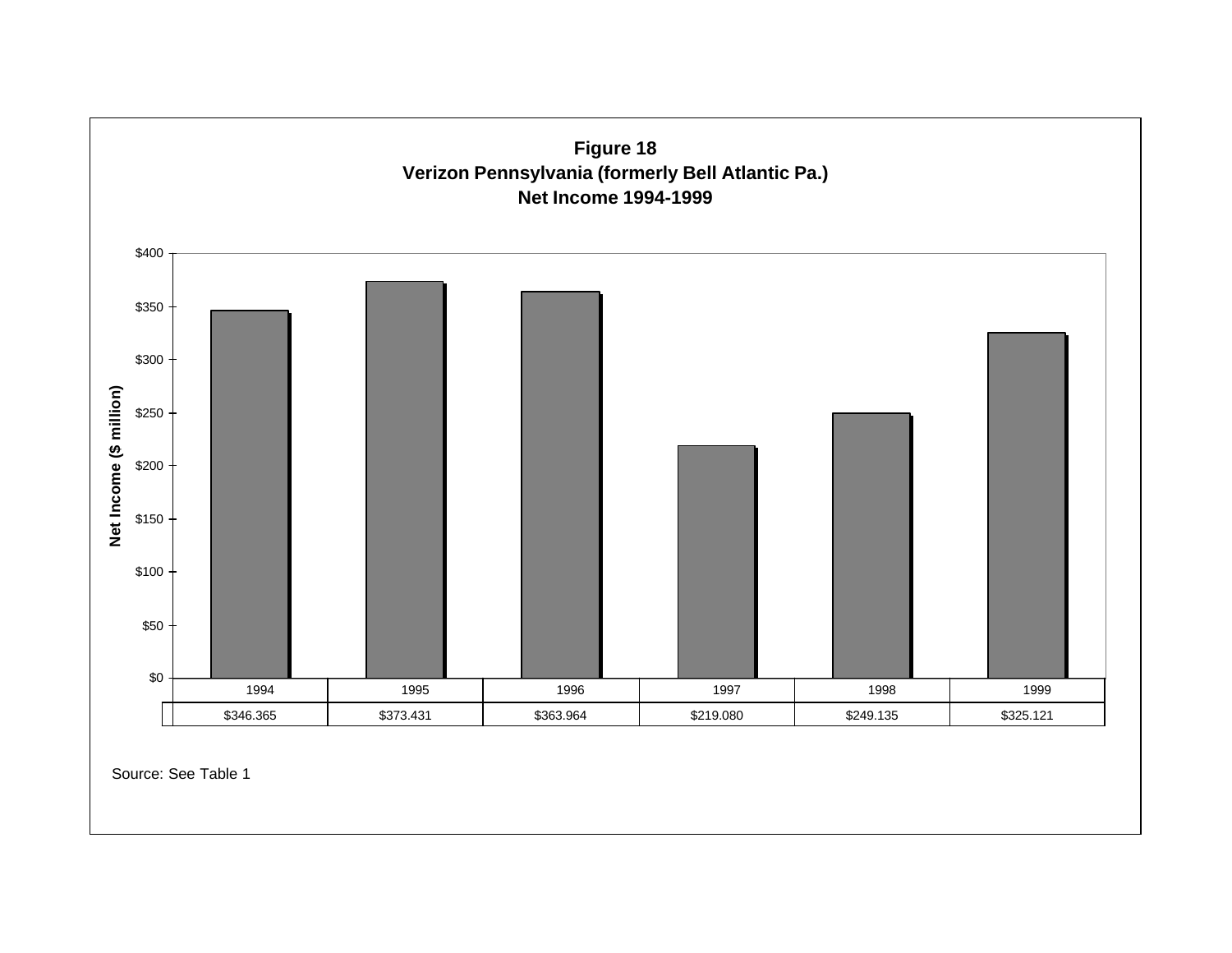**Figure 18**
**Verizon Pennsylvania (formerly Bell Atlantic Pa.)**
**Net Income 1994-1999**

| | 1994 | 1995 | 1996 | 1997 | 1998 | 1999 |
|---|---|---|---|---|---|---|
| Net Income ($ million) | $346.365 | $373.431 | $363.964 | $219.080 | $249.135 | $325.121 |

Source: See Table 1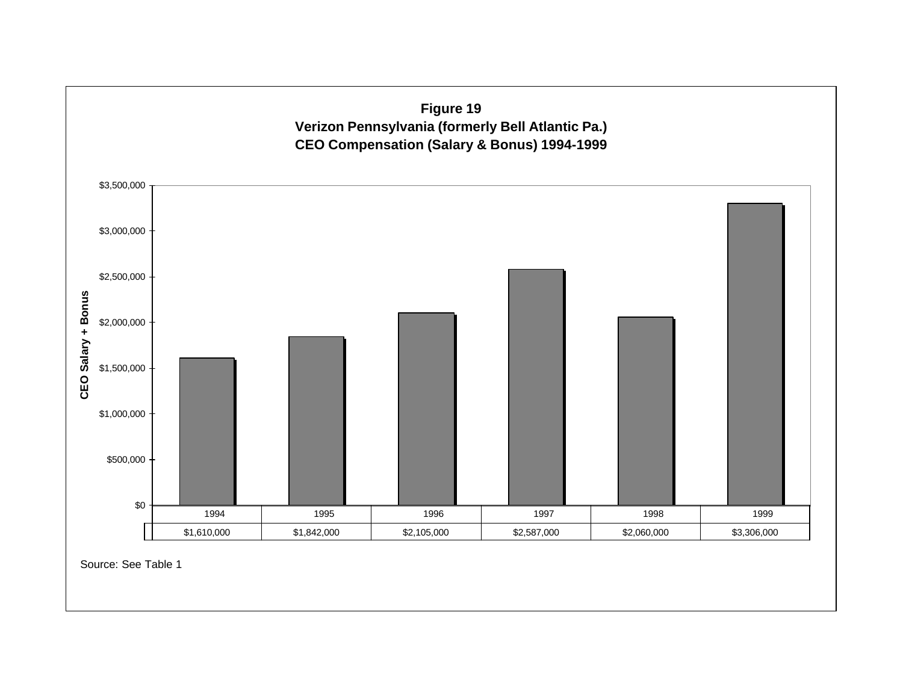**Figure 19**
**Verizon Pennsylvania (formerly Bell Atlantic Pa.)**
**CEO Compensation (Salary & Bonus) 1994-1999**

| 1994 | 1995 | 1996 | 1997 | 1998 | 1999 |
|---|---|---|---|---|---|
| $1,610,000 | $1,842,000 | $2,105,000 | $2,587,000 | $2,060,000 | $3,306,000 |

Source: See Table 1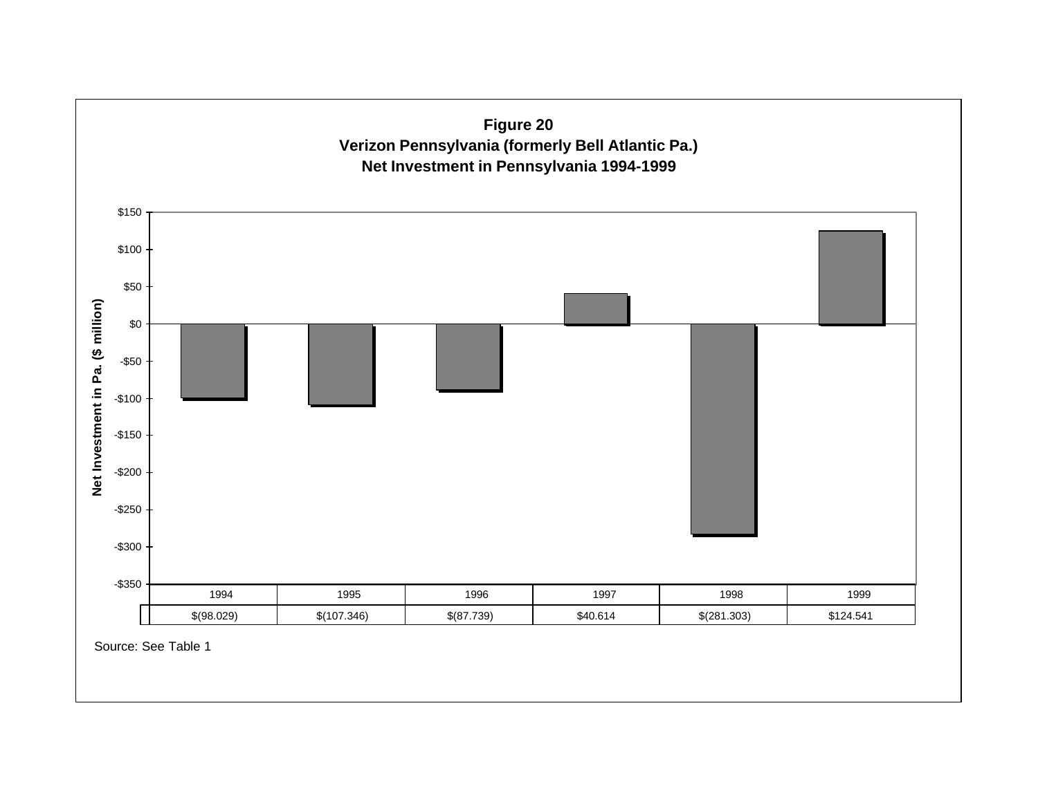**Figure 20**
**Verizon Pennsylvania (formerly Bell Atlantic Pa.)**
**Net Investment in Pennsylvania 1994-1999**

Net Investment in Pa. ($ million)

| 1994 | 1995 | 1996 | 1997 | 1998 | 1999 |
|---|---|---|---|---|---|
| $(98.029) | $(107.346) | $(87.739) | $40.614 | $(281.303) | $124.541 |

Source: See Table 1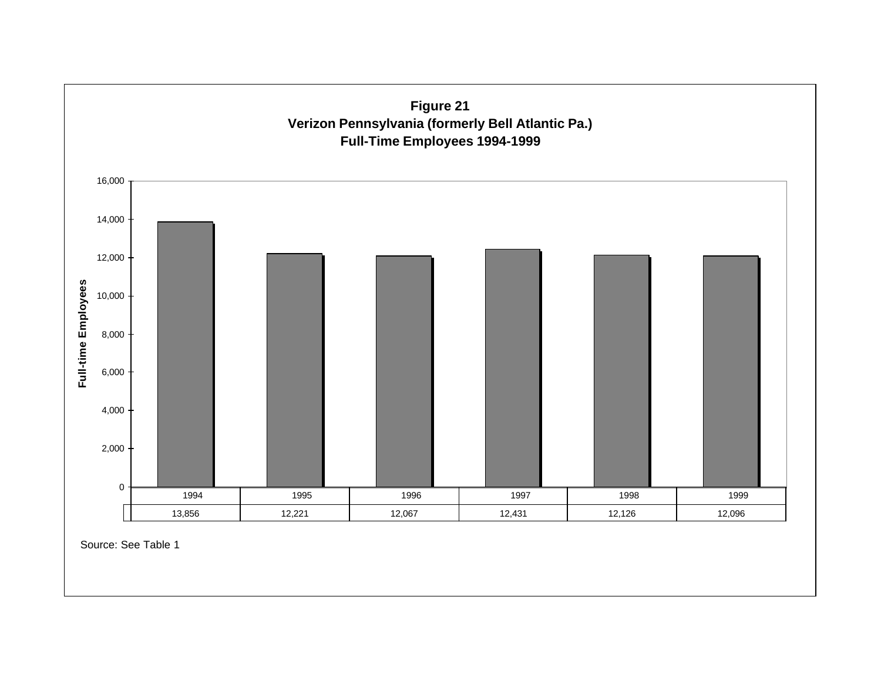**Figure 21**
**Verizon Pennsylvania (formerly Bell Atlantic Pa.)**
**Full-Time Employees 1994-1999**

| Year | 1994 | 1995 | 1996 | 1997 | 1998 | 1999 |
|---|---|---|---|---|---|---|
| Full-time Employees | 13,856 | 12,221 | 12,067 | 12,431 | 12,126 | 12,096 |

Source: See Table 1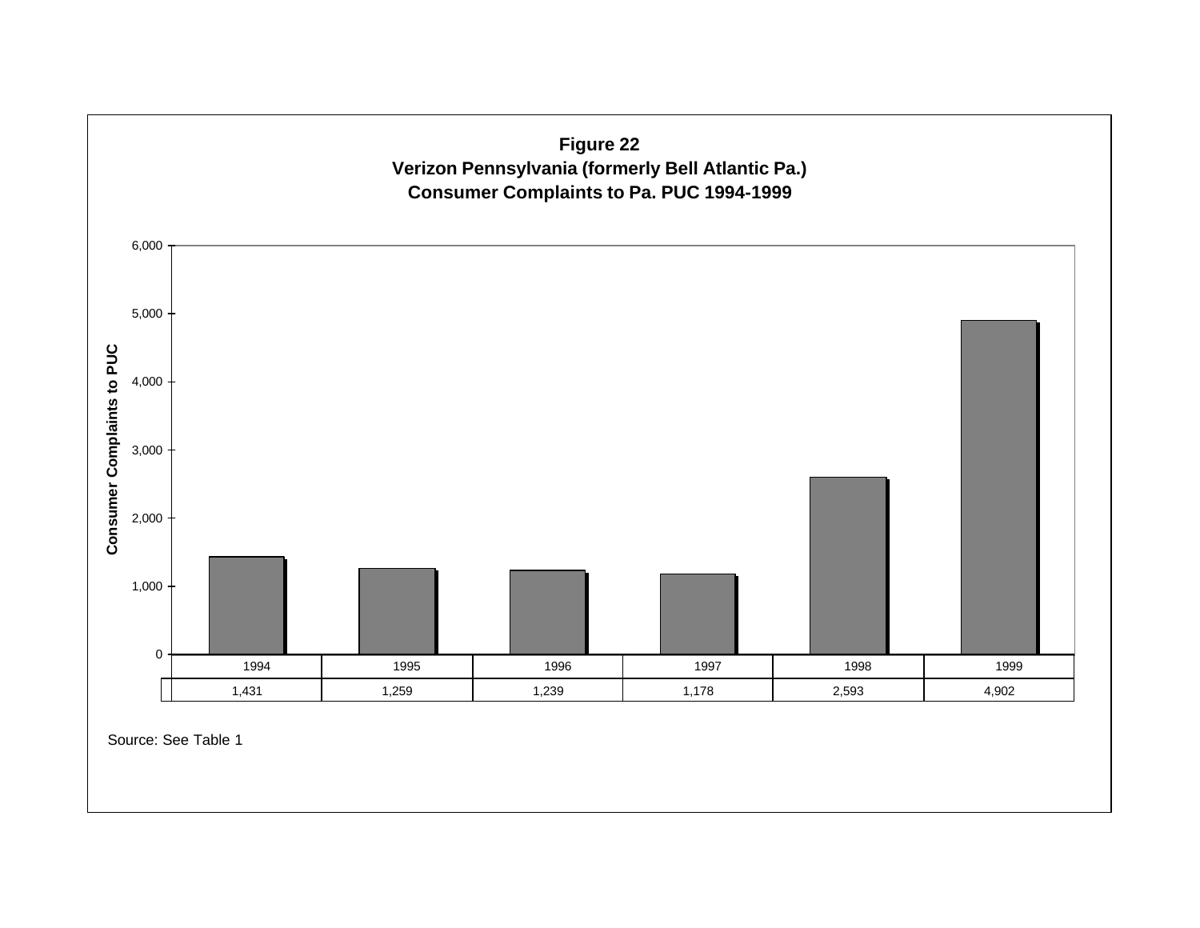**Figure 22**
**Verizon Pennsylvania (formerly Bell Atlantic Pa.)**
**Consumer Complaints to Pa. PUC 1994-1999**

| 1994 | 1995 | 1996 | 1997 | 1998 | 1999 |
|---|---|---|---|---|---|
| 1,431 | 1,259 | 1,239 | 1,178 | 2,593 | 4,902 |

Source: See Table 1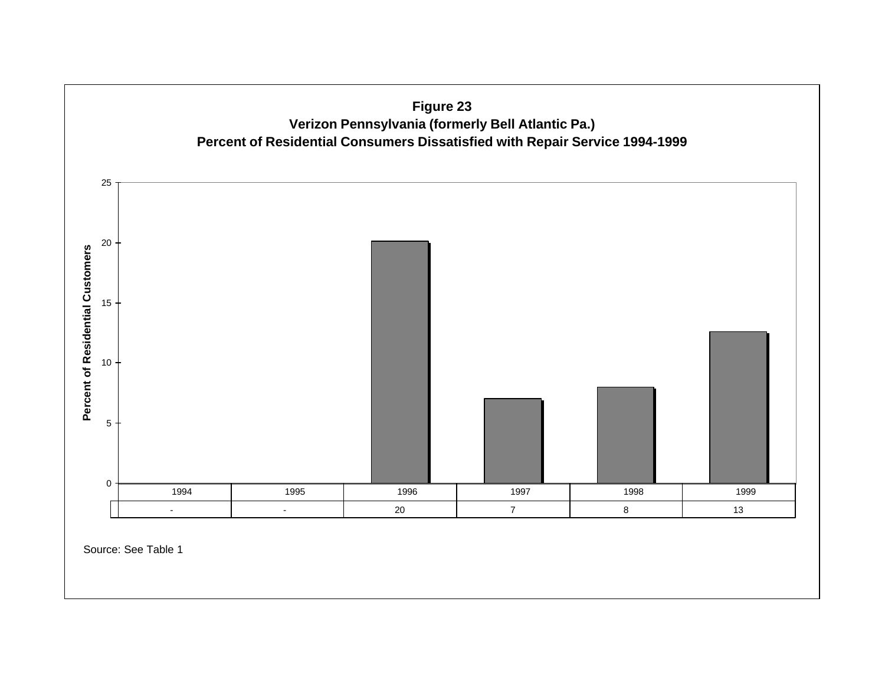**Figure 23**
**Verizon Pennsylvania (formerly Bell Atlantic Pa.)**
**Percent of Residential Consumers Dissatisfied with Repair Service 1994-1999**

| 1994 | 1995 | 1996 | 1997 | 1998 | 1999 |
|---|---|---|---|---|---|
| - | - | 20 | 7 | 8 | 13 |

Source: See Table 1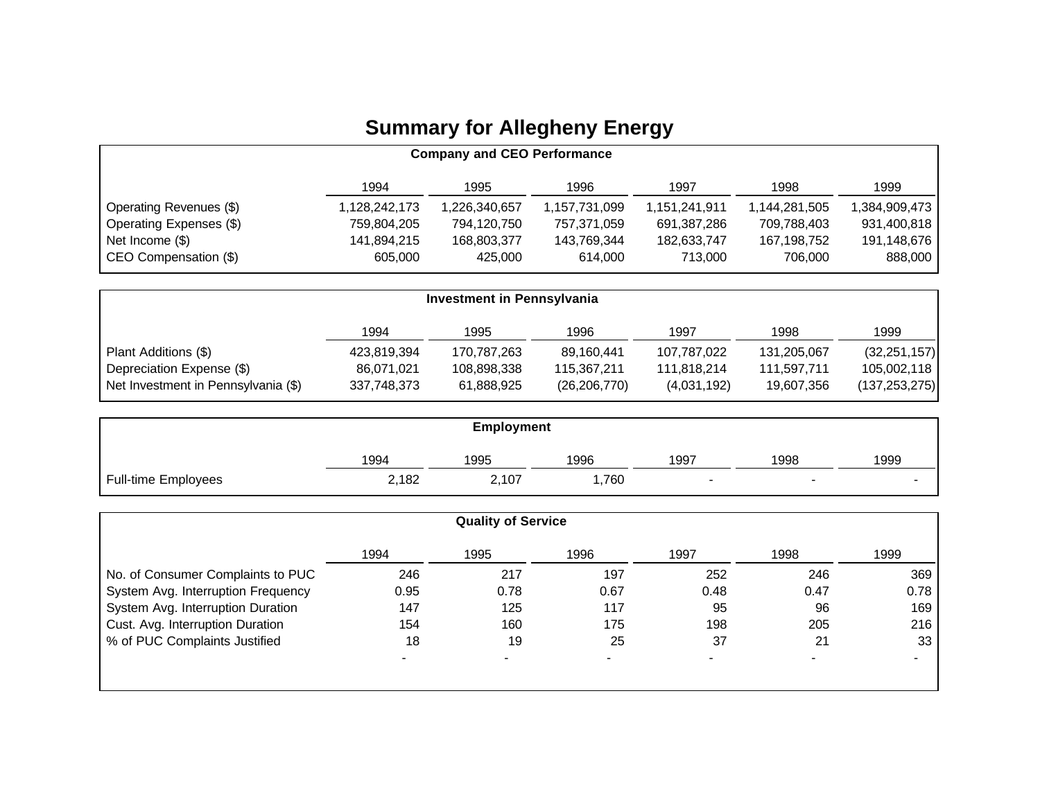# Summary for Allegheny Energy

**Company and CEO Performance**

| | 1994 | 1995 | 1996 | 1997 | 1998 | 1999 |
|---|---|---|---|---|---|---|
| Operating Revenues ($) | 1,128,242,173 | 1,226,340,657 | 1,157,731,099 | 1,151,241,911 | 1,144,281,505 | 1,384,909,473 |
| Operating Expenses ($) | 759,804,205 | 794,120,750 | 757,371,059 | 691,387,286 | 709,788,403 | 931,400,818 |
| Net Income ($) | 141,894,215 | 168,803,377 | 143,769,344 | 182,633,747 | 167,198,752 | 191,148,676 |
| CEO Compensation ($) | 605,000 | 425,000 | 614,000 | 713,000 | 706,000 | 888,000 |

**Investment in Pennsylvania**

| | 1994 | 1995 | 1996 | 1997 | 1998 | 1999 |
|---|---|---|---|---|---|---|
| Plant Additions ($) | 423,819,394 | 170,787,263 | 89,160,441 | 107,787,022 | 131,205,067 | (32,251,157) |
| Depreciation Expense ($) | 86,071,021 | 108,898,338 | 115,367,211 | 111,818,214 | 111,597,711 | 105,002,118 |
| Net Investment in Pennsylvania ($) | 337,748,373 | 61,888,925 | (26,206,770) | (4,031,192) | 19,607,356 | (137,253,275) |

**Employment**

| | 1994 | 1995 | 1996 | 1997 | 1998 | 1999 |
|---|---|---|---|---|---|---|
| Full-time Employees | 2,182 | 2,107 | 1,760 | - | - | - |

**Quality of Service**

| | 1994 | 1995 | 1996 | 1997 | 1998 | 1999 |
|---|---|---|---|---|---|---|
| No. of Consumer Complaints to PUC | 246 | 217 | 197 | 252 | 246 | 369 |
| System Avg. Interruption Frequency | 0.95 | 0.78 | 0.67 | 0.48 | 0.47 | 0.78 |
| System Avg. Interruption Duration | 147 | 125 | 117 | 95 | 96 | 169 |
| Cust. Avg. Interruption Duration | 154 | 160 | 175 | 198 | 205 | 216 |
| % of PUC Complaints Justified | 18 | 19 | 25 | 37 | 21 | 33 |
| | - | - | - | - | - | - |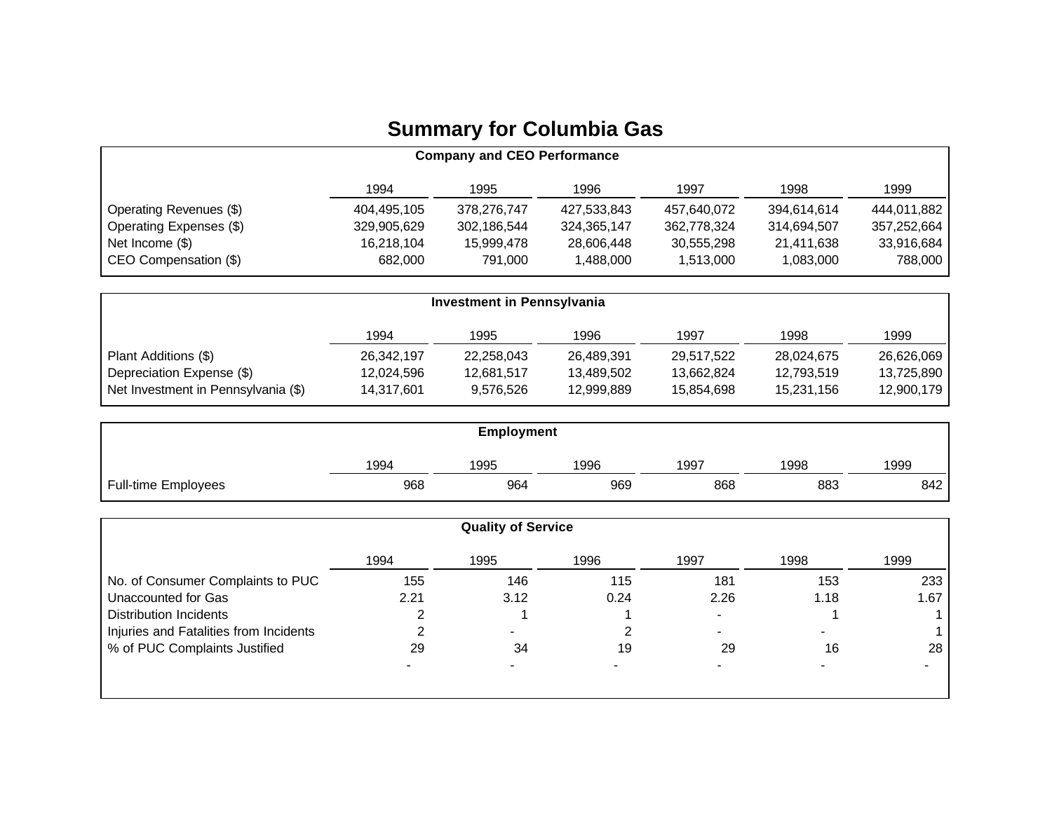# Summary for Columbia Gas

**Company and CEO Performance**

| | 1994 | 1995 | 1996 | 1997 | 1998 | 1999 |
|---|---|---|---|---|---|---|
| Operating Revenues ($) | 404,495,105 | 378,276,747 | 427,533,843 | 457,640,072 | 394,614,614 | 444,011,882 |
| Operating Expenses ($) | 329,905,629 | 302,186,544 | 324,365,147 | 362,778,324 | 314,694,507 | 357,252,664 |
| Net Income ($) | 16,218,104 | 15,999,478 | 28,606,448 | 30,555,298 | 21,411,638 | 33,916,684 |
| CEO Compensation ($) | 682,000 | 791,000 | 1,488,000 | 1,513,000 | 1,083,000 | 788,000 |

**Investment in Pennsylvania**

| | 1994 | 1995 | 1996 | 1997 | 1998 | 1999 |
|---|---|---|---|---|---|---|
| Plant Additions ($) | 26,342,197 | 22,258,043 | 26,489,391 | 29,517,522 | 28,024,675 | 26,626,069 |
| Depreciation Expense ($) | 12,024,596 | 12,681,517 | 13,489,502 | 13,662,824 | 12,793,519 | 13,725,890 |
| Net Investment in Pennsylvania ($) | 14,317,601 | 9,576,526 | 12,999,889 | 15,854,698 | 15,231,156 | 12,900,179 |

**Employment**

| | 1994 | 1995 | 1996 | 1997 | 1998 | 1999 |
|---|---|---|---|---|---|---|
| Full-time Employees | 968 | 964 | 969 | 868 | 883 | 842 |

**Quality of Service**

| | 1994 | 1995 | 1996 | 1997 | 1998 | 1999 |
|---|---|---|---|---|---|---|
| No. of Consumer Complaints to PUC | 155 | 146 | 115 | 181 | 153 | 233 |
| Unaccounted for Gas | 2.21 | 3.12 | 0.24 | 2.26 | 1.18 | 1.67 |
| Distribution Incidents | 2 | 1 | 1 | - | 1 | 1 |
| Injuries and Fatalities from Incidents | 2 | - | 2 | - | - | 1 |
| % of PUC Complaints Justified | 29 | 34 | 19 | 29 | 16 | 28 |
| | - | - | - | - | - | - |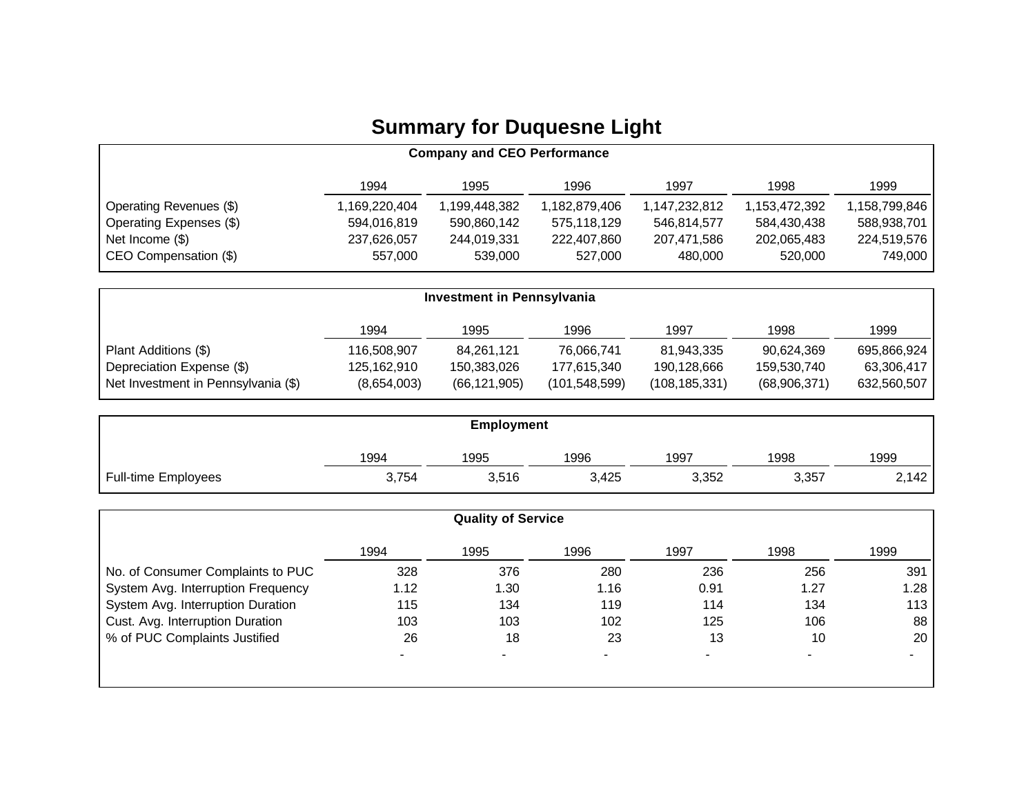# Summary for Duquesne Light

**Company and CEO Performance**

| | 1994 | 1995 | 1996 | 1997 | 1998 | 1999 |
|---|---|---|---|---|---|---|
| Operating Revenues ($) | 1,169,220,404 | 1,199,448,382 | 1,182,879,406 | 1,147,232,812 | 1,153,472,392 | 1,158,799,846 |
| Operating Expenses ($) | 594,016,819 | 590,860,142 | 575,118,129 | 546,814,577 | 584,430,438 | 588,938,701 |
| Net Income ($) | 237,626,057 | 244,019,331 | 222,407,860 | 207,471,586 | 202,065,483 | 224,519,576 |
| CEO Compensation ($) | 557,000 | 539,000 | 527,000 | 480,000 | 520,000 | 749,000 |

**Investment in Pennsylvania**

| | 1994 | 1995 | 1996 | 1997 | 1998 | 1999 |
|---|---|---|---|---|---|---|
| Plant Additions ($) | 116,508,907 | 84,261,121 | 76,066,741 | 81,943,335 | 90,624,369 | 695,866,924 |
| Depreciation Expense ($) | 125,162,910 | 150,383,026 | 177,615,340 | 190,128,666 | 159,530,740 | 63,306,417 |
| Net Investment in Pennsylvania ($) | (8,654,003) | (66,121,905) | (101,548,599) | (108,185,331) | (68,906,371) | 632,560,507 |

**Employment**

| | 1994 | 1995 | 1996 | 1997 | 1998 | 1999 |
|---|---|---|---|---|---|---|
| Full-time Employees | 3,754 | 3,516 | 3,425 | 3,352 | 3,357 | 2,142 |

**Quality of Service**

| | 1994 | 1995 | 1996 | 1997 | 1998 | 1999 |
|---|---|---|---|---|---|---|
| No. of Consumer Complaints to PUC | 328 | 376 | 280 | 236 | 256 | 391 |
| System Avg. Interruption Frequency | 1.12 | 1.30 | 1.16 | 0.91 | 1.27 | 1.28 |
| System Avg. Interruption Duration | 115 | 134 | 119 | 114 | 134 | 113 |
| Cust. Avg. Interruption Duration | 103 | 103 | 102 | 125 | 106 | 88 |
| % of PUC Complaints Justified | 26 | 18 | 23 | 13 | 10 | 20 |
| | - | - | - | - | - | - |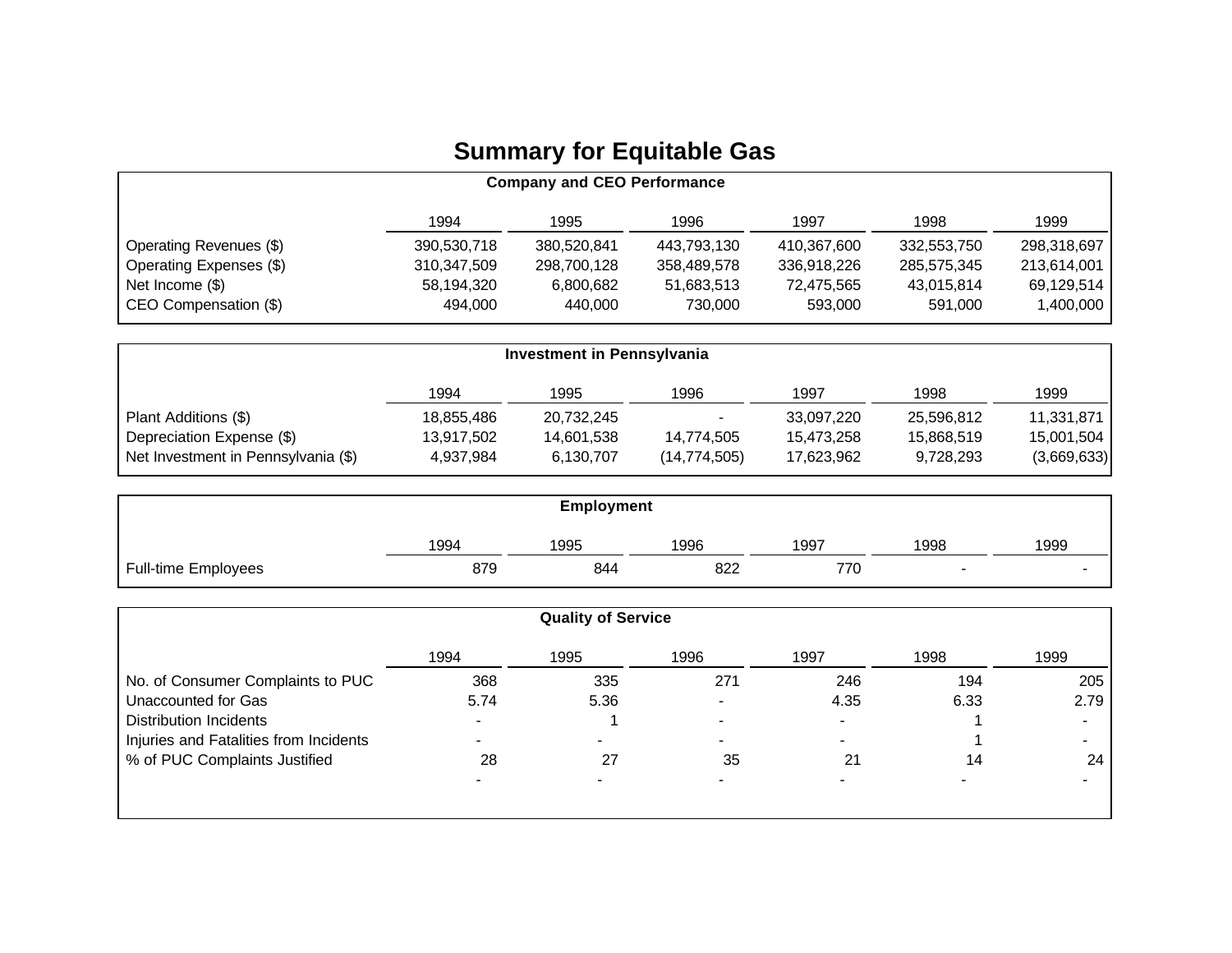# Summary for Equitable Gas

**Company and CEO Performance**

| | 1994 | 1995 | 1996 | 1997 | 1998 | 1999 |
|---|---|---|---|---|---|---|
| Operating Revenues ($) | 390,530,718 | 380,520,841 | 443,793,130 | 410,367,600 | 332,553,750 | 298,318,697 |
| Operating Expenses ($) | 310,347,509 | 298,700,128 | 358,489,578 | 336,918,226 | 285,575,345 | 213,614,001 |
| Net Income ($) | 58,194,320 | 6,800,682 | 51,683,513 | 72,475,565 | 43,015,814 | 69,129,514 |
| CEO Compensation ($) | 494,000 | 440,000 | 730,000 | 593,000 | 591,000 | 1,400,000 |

**Investment in Pennsylvania**

| | 1994 | 1995 | 1996 | 1997 | 1998 | 1999 |
|---|---|---|---|---|---|---|
| Plant Additions ($) | 18,855,486 | 20,732,245 | - | 33,097,220 | 25,596,812 | 11,331,871 |
| Depreciation Expense ($) | 13,917,502 | 14,601,538 | 14,774,505 | 15,473,258 | 15,868,519 | 15,001,504 |
| Net Investment in Pennsylvania ($) | 4,937,984 | 6,130,707 | (14,774,505) | 17,623,962 | 9,728,293 | (3,669,633) |

**Employment**

| | 1994 | 1995 | 1996 | 1997 | 1998 | 1999 |
|---|---|---|---|---|---|---|
| Full-time Employees | 879 | 844 | 822 | 770 | - | - |

**Quality of Service**

| | 1994 | 1995 | 1996 | 1997 | 1998 | 1999 |
|---|---|---|---|---|---|---|
| No. of Consumer Complaints to PUC | 368 | 335 | 271 | 246 | 194 | 205 |
| Unaccounted for Gas | 5.74 | 5.36 | - | 4.35 | 6.33 | 2.79 |
| Distribution Incidents | - | 1 | - | - | 1 | - |
| Injuries and Fatalities from Incidents | - | - | - | - | 1 | - |
| % of PUC Complaints Justified | 28 | 27 | 35 | 21 | 14 | 24 |
| | - | - | - | - | - | - |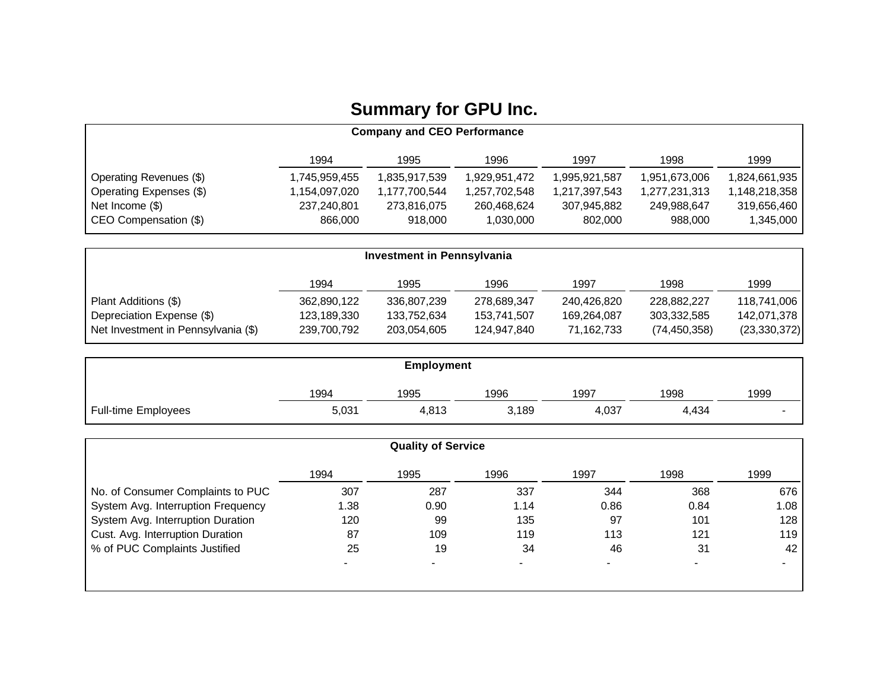# Summary for GPU Inc.

**Company and CEO Performance**

| | 1994 | 1995 | 1996 | 1997 | 1998 | 1999 |
|---|---|---|---|---|---|---|
| Operating Revenues ($) | 1,745,959,455 | 1,835,917,539 | 1,929,951,472 | 1,995,921,587 | 1,951,673,006 | 1,824,661,935 |
| Operating Expenses ($) | 1,154,097,020 | 1,177,700,544 | 1,257,702,548 | 1,217,397,543 | 1,277,231,313 | 1,148,218,358 |
| Net Income ($) | 237,240,801 | 273,816,075 | 260,468,624 | 307,945,882 | 249,988,647 | 319,656,460 |
| CEO Compensation ($) | 866,000 | 918,000 | 1,030,000 | 802,000 | 988,000 | 1,345,000 |

**Investment in Pennsylvania**

| | 1994 | 1995 | 1996 | 1997 | 1998 | 1999 |
|---|---|---|---|---|---|---|
| Plant Additions ($) | 362,890,122 | 336,807,239 | 278,689,347 | 240,426,820 | 228,882,227 | 118,741,006 |
| Depreciation Expense ($) | 123,189,330 | 133,752,634 | 153,741,507 | 169,264,087 | 303,332,585 | 142,071,378 |
| Net Investment in Pennsylvania ($) | 239,700,792 | 203,054,605 | 124,947,840 | 71,162,733 | (74,450,358) | (23,330,372) |

**Employment**

| | 1994 | 1995 | 1996 | 1997 | 1998 | 1999 |
|---|---|---|---|---|---|---|
| Full-time Employees | 5,031 | 4,813 | 3,189 | 4,037 | 4,434 | - |

**Quality of Service**

| | 1994 | 1995 | 1996 | 1997 | 1998 | 1999 |
|---|---|---|---|---|---|---|
| No. of Consumer Complaints to PUC | 307 | 287 | 337 | 344 | 368 | 676 |
| System Avg. Interruption Frequency | 1.38 | 0.90 | 1.14 | 0.86 | 0.84 | 1.08 |
| System Avg. Interruption Duration | 120 | 99 | 135 | 97 | 101 | 128 |
| Cust. Avg. Interruption Duration | 87 | 109 | 119 | 113 | 121 | 119 |
| % of PUC Complaints Justified | 25 | 19 | 34 | 46 | 31 | 42 |
| | - | - | - | - | - | - |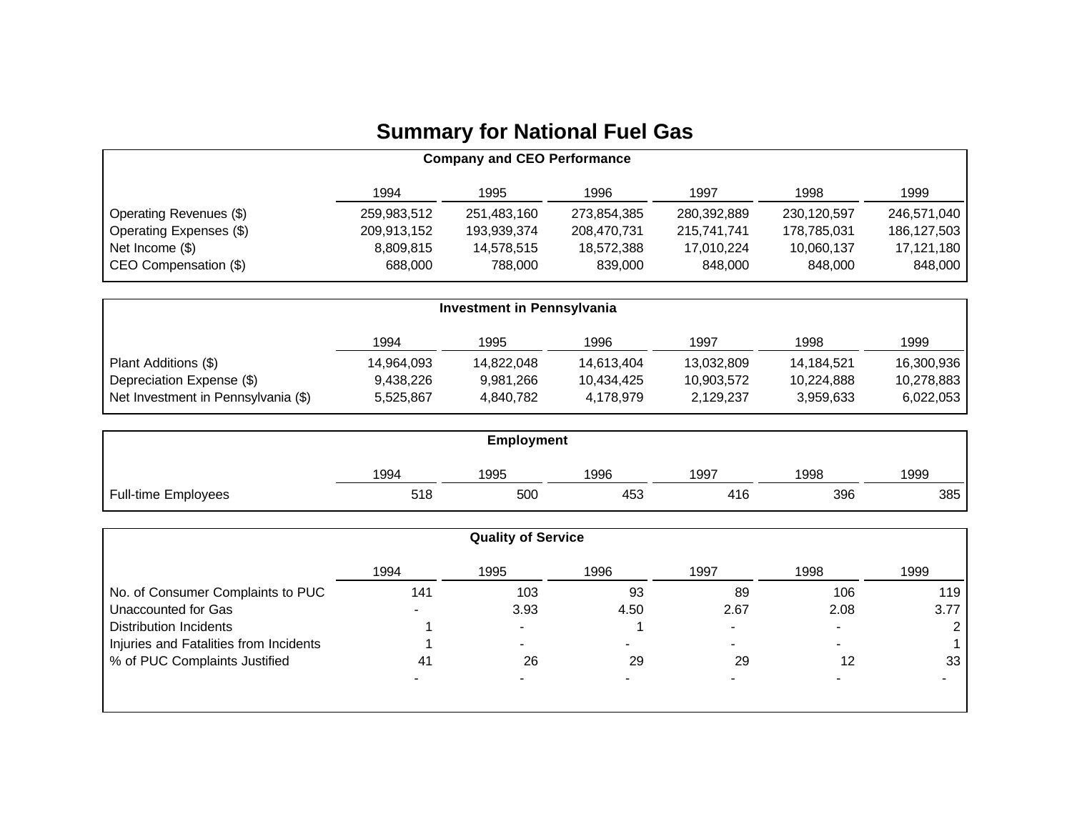# Summary for National Fuel Gas

**Company and CEO Performance**

| | 1994 | 1995 | 1996 | 1997 | 1998 | 1999 |
|---|---|---|---|---|---|---|
| Operating Revenues ($) | 259,983,512 | 251,483,160 | 273,854,385 | 280,392,889 | 230,120,597 | 246,571,040 |
| Operating Expenses ($) | 209,913,152 | 193,939,374 | 208,470,731 | 215,741,741 | 178,785,031 | 186,127,503 |
| Net Income ($) | 8,809,815 | 14,578,515 | 18,572,388 | 17,010,224 | 10,060,137 | 17,121,180 |
| CEO Compensation ($) | 688,000 | 788,000 | 839,000 | 848,000 | 848,000 | 848,000 |

**Investment in Pennsylvania**

| | 1994 | 1995 | 1996 | 1997 | 1998 | 1999 |
|---|---|---|---|---|---|---|
| Plant Additions ($) | 14,964,093 | 14,822,048 | 14,613,404 | 13,032,809 | 14,184,521 | 16,300,936 |
| Depreciation Expense ($) | 9,438,226 | 9,981,266 | 10,434,425 | 10,903,572 | 10,224,888 | 10,278,883 |
| Net Investment in Pennsylvania ($) | 5,525,867 | 4,840,782 | 4,178,979 | 2,129,237 | 3,959,633 | 6,022,053 |

**Employment**

| | 1994 | 1995 | 1996 | 1997 | 1998 | 1999 |
|---|---|---|---|---|---|---|
| Full-time Employees | 518 | 500 | 453 | 416 | 396 | 385 |

**Quality of Service**

| | 1994 | 1995 | 1996 | 1997 | 1998 | 1999 |
|---|---|---|---|---|---|---|
| No. of Consumer Complaints to PUC | 141 | 103 | 93 | 89 | 106 | 119 |
| Unaccounted for Gas | - | 3.93 | 4.50 | 2.67 | 2.08 | 3.77 |
| Distribution Incidents | 1 | - | 1 | - | - | 2 |
| Injuries and Fatalities from Incidents | 1 | - | - | - | - | 1 |
| % of PUC Complaints Justified | 41 | 26 | 29 | 29 | 12 | 33 |
| | - | - | - | - | - | - |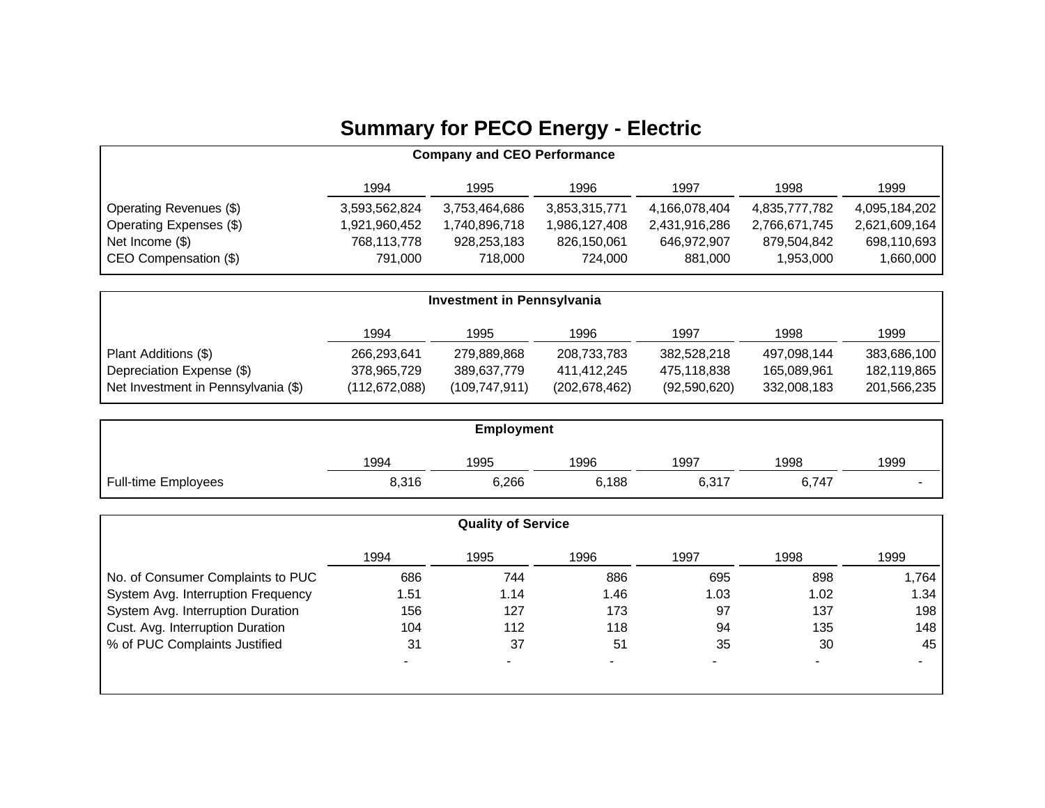# Summary for PECO Energy - Electric

**Company and CEO Performance**

| | 1994 | 1995 | 1996 | 1997 | 1998 | 1999 |
|---|---|---|---|---|---|---|
| Operating Revenues ($) | 3,593,562,824 | 3,753,464,686 | 3,853,315,771 | 4,166,078,404 | 4,835,777,782 | 4,095,184,202 |
| Operating Expenses ($) | 1,921,960,452 | 1,740,896,718 | 1,986,127,408 | 2,431,916,286 | 2,766,671,745 | 2,621,609,164 |
| Net Income ($) | 768,113,778 | 928,253,183 | 826,150,061 | 646,972,907 | 879,504,842 | 698,110,693 |
| CEO Compensation ($) | 791,000 | 718,000 | 724,000 | 881,000 | 1,953,000 | 1,660,000 |

**Investment in Pennsylvania**

| | 1994 | 1995 | 1996 | 1997 | 1998 | 1999 |
|---|---|---|---|---|---|---|
| Plant Additions ($) | 266,293,641 | 279,889,868 | 208,733,783 | 382,528,218 | 497,098,144 | 383,686,100 |
| Depreciation Expense ($) | 378,965,729 | 389,637,779 | 411,412,245 | 475,118,838 | 165,089,961 | 182,119,865 |
| Net Investment in Pennsylvania ($) | (112,672,088) | (109,747,911) | (202,678,462) | (92,590,620) | 332,008,183 | 201,566,235 |

**Employment**

| | 1994 | 1995 | 1996 | 1997 | 1998 | 1999 |
|---|---|---|---|---|---|---|
| Full-time Employees | 8,316 | 6,266 | 6,188 | 6,317 | 6,747 | - |

**Quality of Service**

| | 1994 | 1995 | 1996 | 1997 | 1998 | 1999 |
|---|---|---|---|---|---|---|
| No. of Consumer Complaints to PUC | 686 | 744 | 886 | 695 | 898 | 1,764 |
| System Avg. Interruption Frequency | 1.51 | 1.14 | 1.46 | 1.03 | 1.02 | 1.34 |
| System Avg. Interruption Duration | 156 | 127 | 173 | 97 | 137 | 198 |
| Cust. Avg. Interruption Duration | 104 | 112 | 118 | 94 | 135 | 148 |
| % of PUC Complaints Justified | 31 | 37 | 51 | 35 | 30 | 45 |
| | - | - | - | - | - | - |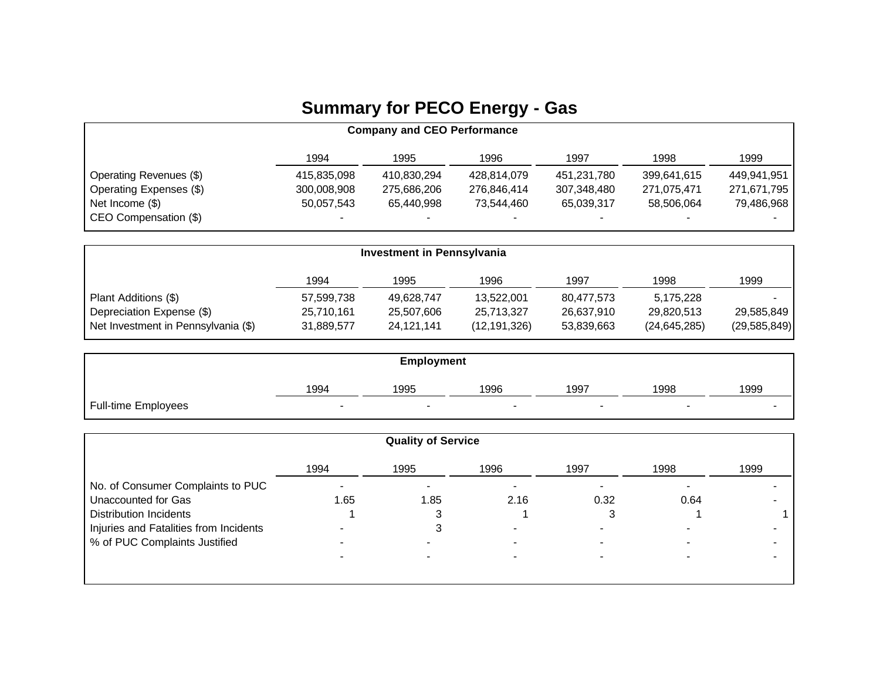# Summary for PECO Energy - Gas

**Company and CEO Performance**

| | 1994 | 1995 | 1996 | 1997 | 1998 | 1999 |
|---|---|---|---|---|---|---|
| Operating Revenues ($) | 415,835,098 | 410,830,294 | 428,814,079 | 451,231,780 | 399,641,615 | 449,941,951 |
| Operating Expenses ($) | 300,008,908 | 275,686,206 | 276,846,414 | 307,348,480 | 271,075,471 | 271,671,795 |
| Net Income ($) | 50,057,543 | 65,440,998 | 73,544,460 | 65,039,317 | 58,506,064 | 79,486,968 |
| CEO Compensation ($) | - | - | - | - | - | - |

**Investment in Pennsylvania**

| | 1994 | 1995 | 1996 | 1997 | 1998 | 1999 |
|---|---|---|---|---|---|---|
| Plant Additions ($) | 57,599,738 | 49,628,747 | 13,522,001 | 80,477,573 | 5,175,228 | - |
| Depreciation Expense ($) | 25,710,161 | 25,507,606 | 25,713,327 | 26,637,910 | 29,820,513 | 29,585,849 |
| Net Investment in Pennsylvania ($) | 31,889,577 | 24,121,141 | (12,191,326) | 53,839,663 | (24,645,285) | (29,585,849) |

**Employment**

| | 1994 | 1995 | 1996 | 1997 | 1998 | 1999 |
|---|---|---|---|---|---|---|
| Full-time Employees | - | - | - | - | - | - |

**Quality of Service**

| | 1994 | 1995 | 1996 | 1997 | 1998 | 1999 |
|---|---|---|---|---|---|---|
| No. of Consumer Complaints to PUC | - | - | - | - | - | - |
| Unaccounted for Gas | 1.65 | 1.85 | 2.16 | 0.32 | 0.64 | - |
| Distribution Incidents | 1 | 3 | 1 | 3 | 1 | 1 |
| Injuries and Fatalities from Incidents | - | 3 | - | - | - | - |
| % of PUC Complaints Justified | - | - | - | - | - | - |
| | - | - | - | - | - | - |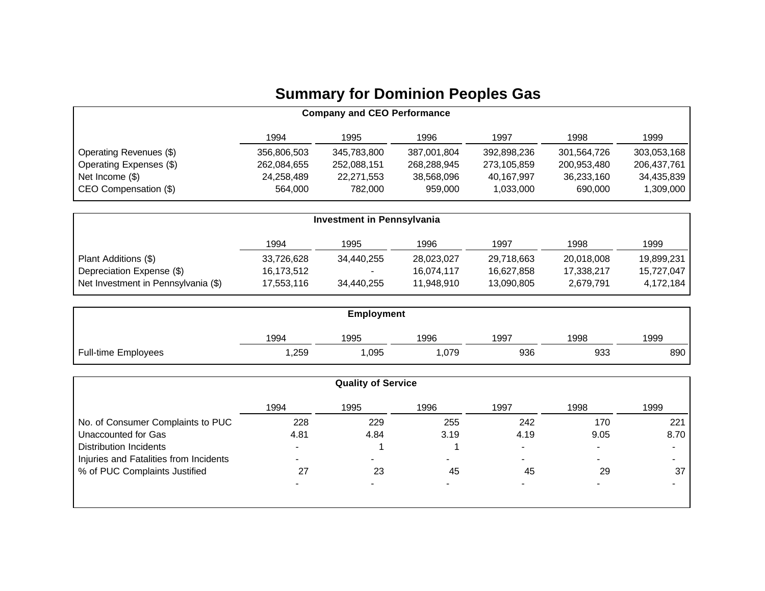# Summary for Dominion Peoples Gas

**Company and CEO Performance**

| | 1994 | 1995 | 1996 | 1997 | 1998 | 1999 |
|---|---|---|---|---|---|---|
| Operating Revenues ($) | 356,806,503 | 345,783,800 | 387,001,804 | 392,898,236 | 301,564,726 | 303,053,168 |
| Operating Expenses ($) | 262,084,655 | 252,088,151 | 268,288,945 | 273,105,859 | 200,953,480 | 206,437,761 |
| Net Income ($) | 24,258,489 | 22,271,553 | 38,568,096 | 40,167,997 | 36,233,160 | 34,435,839 |
| CEO Compensation ($) | 564,000 | 782,000 | 959,000 | 1,033,000 | 690,000 | 1,309,000 |

**Investment in Pennsylvania**

| | 1994 | 1995 | 1996 | 1997 | 1998 | 1999 |
|---|---|---|---|---|---|---|
| Plant Additions ($) | 33,726,628 | 34,440,255 | 28,023,027 | 29,718,663 | 20,018,008 | 19,899,231 |
| Depreciation Expense ($) | 16,173,512 | - | 16,074,117 | 16,627,858 | 17,338,217 | 15,727,047 |
| Net Investment in Pennsylvania ($) | 17,553,116 | 34,440,255 | 11,948,910 | 13,090,805 | 2,679,791 | 4,172,184 |

**Employment**

| | 1994 | 1995 | 1996 | 1997 | 1998 | 1999 |
|---|---|---|---|---|---|---|
| Full-time Employees | 1,259 | 1,095 | 1,079 | 936 | 933 | 890 |

**Quality of Service**

| | 1994 | 1995 | 1996 | 1997 | 1998 | 1999 |
|---|---|---|---|---|---|---|
| No. of Consumer Complaints to PUC | 228 | 229 | 255 | 242 | 170 | 221 |
| Unaccounted for Gas | 4.81 | 4.84 | 3.19 | 4.19 | 9.05 | 8.70 |
| Distribution Incidents | - | 1 | 1 | - | - | - |
| Injuries and Fatalities from Incidents | - | - | - | - | - | - |
| % of PUC Complaints Justified | 27 | 23 | 45 | 45 | 29 | 37 |
| | - | - | - | - | - | - |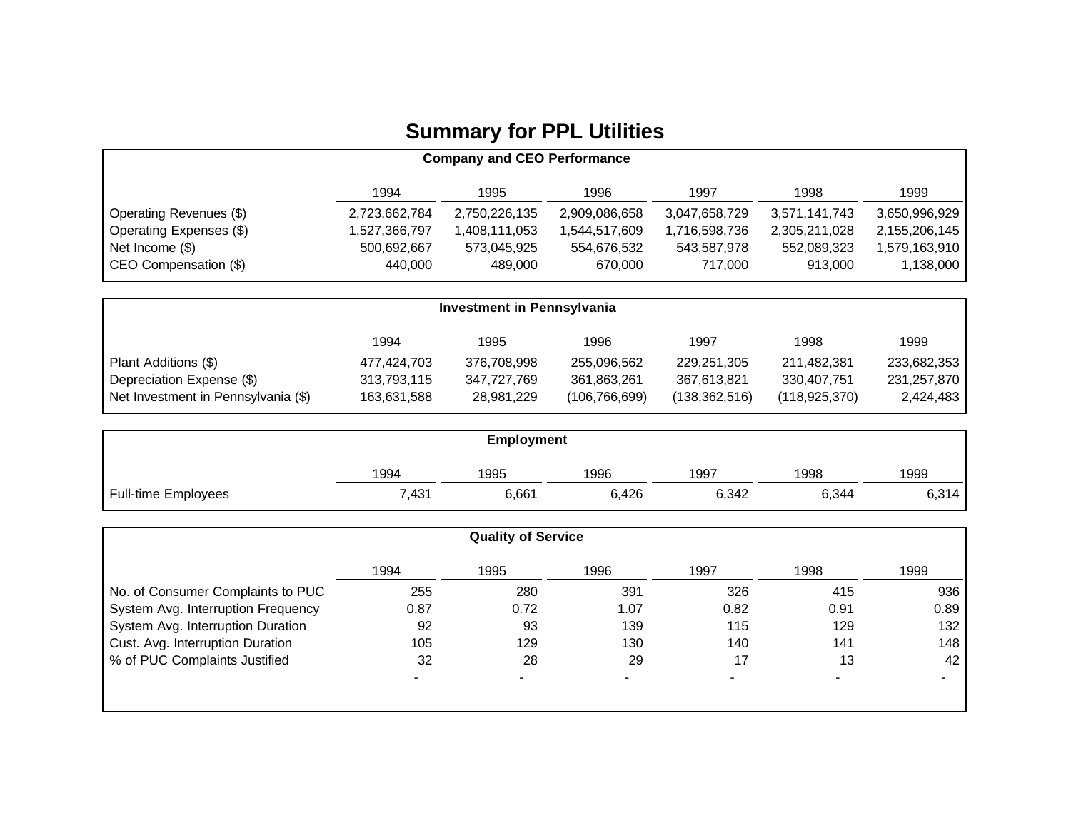# Summary for PPL Utilities

**Company and CEO Performance**

| | 1994 | 1995 | 1996 | 1997 | 1998 | 1999 |
|---|---|---|---|---|---|---|
| Operating Revenues ($) | 2,723,662,784 | 2,750,226,135 | 2,909,086,658 | 3,047,658,729 | 3,571,141,743 | 3,650,996,929 |
| Operating Expenses ($) | 1,527,366,797 | 1,408,111,053 | 1,544,517,609 | 1,716,598,736 | 2,305,211,028 | 2,155,206,145 |
| Net Income ($) | 500,692,667 | 573,045,925 | 554,676,532 | 543,587,978 | 552,089,323 | 1,579,163,910 |
| CEO Compensation ($) | 440,000 | 489,000 | 670,000 | 717,000 | 913,000 | 1,138,000 |

**Investment in Pennsylvania**

| | 1994 | 1995 | 1996 | 1997 | 1998 | 1999 |
|---|---|---|---|---|---|---|
| Plant Additions ($) | 477,424,703 | 376,708,998 | 255,096,562 | 229,251,305 | 211,482,381 | 233,682,353 |
| Depreciation Expense ($) | 313,793,115 | 347,727,769 | 361,863,261 | 367,613,821 | 330,407,751 | 231,257,870 |
| Net Investment in Pennsylvania ($) | 163,631,588 | 28,981,229 | (106,766,699) | (138,362,516) | (118,925,370) | 2,424,483 |

**Employment**

| | 1994 | 1995 | 1996 | 1997 | 1998 | 1999 |
|---|---|---|---|---|---|---|
| Full-time Employees | 7,431 | 6,661 | 6,426 | 6,342 | 6,344 | 6,314 |

**Quality of Service**

| | 1994 | 1995 | 1996 | 1997 | 1998 | 1999 |
|---|---|---|---|---|---|---|
| No. of Consumer Complaints to PUC | 255 | 280 | 391 | 326 | 415 | 936 |
| System Avg. Interruption Frequency | 0.87 | 0.72 | 1.07 | 0.82 | 0.91 | 0.89 |
| System Avg. Interruption Duration | 92 | 93 | 139 | 115 | 129 | 132 |
| Cust. Avg. Interruption Duration | 105 | 129 | 130 | 140 | 141 | 148 |
| % of PUC Complaints Justified | 32 | 28 | 29 | 17 | 13 | 42 |
| | - | - | - | - | - | - |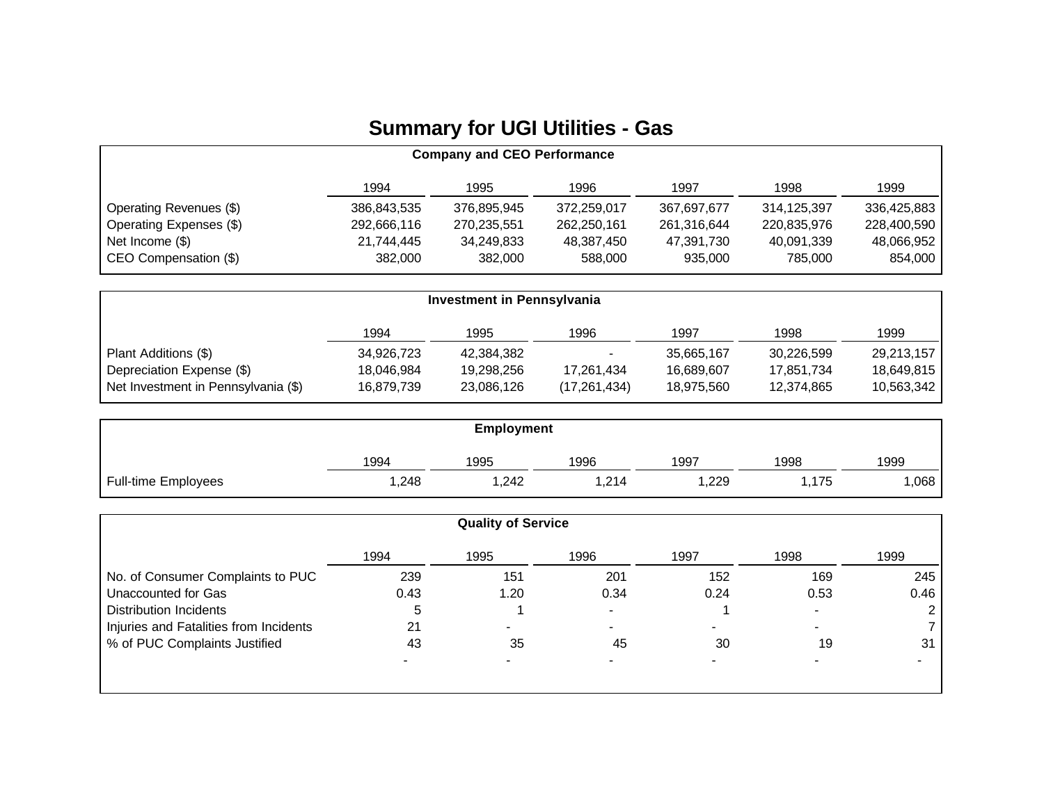# Summary for UGI Utilities - Gas

### Company and CEO Performance

| | 1994 | 1995 | 1996 | 1997 | 1998 | 1999 |
|---|---|---|---|---|---|---|
| Operating Revenues ($) | 386,843,535 | 376,895,945 | 372,259,017 | 367,697,677 | 314,125,397 | 336,425,883 |
| Operating Expenses ($) | 292,666,116 | 270,235,551 | 262,250,161 | 261,316,644 | 220,835,976 | 228,400,590 |
| Net Income ($) | 21,744,445 | 34,249,833 | 48,387,450 | 47,391,730 | 40,091,339 | 48,066,952 |
| CEO Compensation ($) | 382,000 | 382,000 | 588,000 | 935,000 | 785,000 | 854,000 |

### Investment in Pennsylvania

| | 1994 | 1995 | 1996 | 1997 | 1998 | 1999 |
|---|---|---|---|---|---|---|
| Plant Additions ($) | 34,926,723 | 42,384,382 | - | 35,665,167 | 30,226,599 | 29,213,157 |
| Depreciation Expense ($) | 18,046,984 | 19,298,256 | 17,261,434 | 16,689,607 | 17,851,734 | 18,649,815 |
| Net Investment in Pennsylvania ($) | 16,879,739 | 23,086,126 | (17,261,434) | 18,975,560 | 12,374,865 | 10,563,342 |

### Employment

| | 1994 | 1995 | 1996 | 1997 | 1998 | 1999 |
|---|---|---|---|---|---|---|
| Full-time Employees | 1,248 | 1,242 | 1,214 | 1,229 | 1,175 | 1,068 |

### Quality of Service

| | 1994 | 1995 | 1996 | 1997 | 1998 | 1999 |
|---|---|---|---|---|---|---|
| No. of Consumer Complaints to PUC | 239 | 151 | 201 | 152 | 169 | 245 |
| Unaccounted for Gas | 0.43 | 1.20 | 0.34 | 0.24 | 0.53 | 0.46 |
| Distribution Incidents | 5 | 1 | - | 1 | - | 2 |
| Injuries and Fatalities from Incidents | 21 | - | - | - | - | 7 |
| % of PUC Complaints Justified | 43 | 35 | 45 | 30 | 19 | 31 |
| | - | - | - | - | - | - |